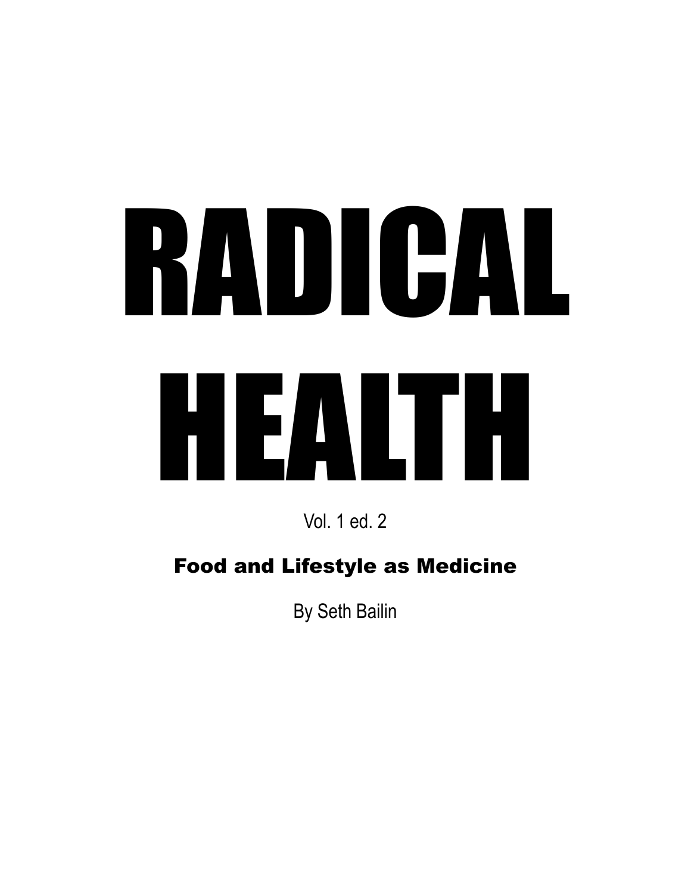# RADICAL HEALTH

Vol. 1 ed. 2

**Food and Lifestyle as Medicine**

By Seth Bailin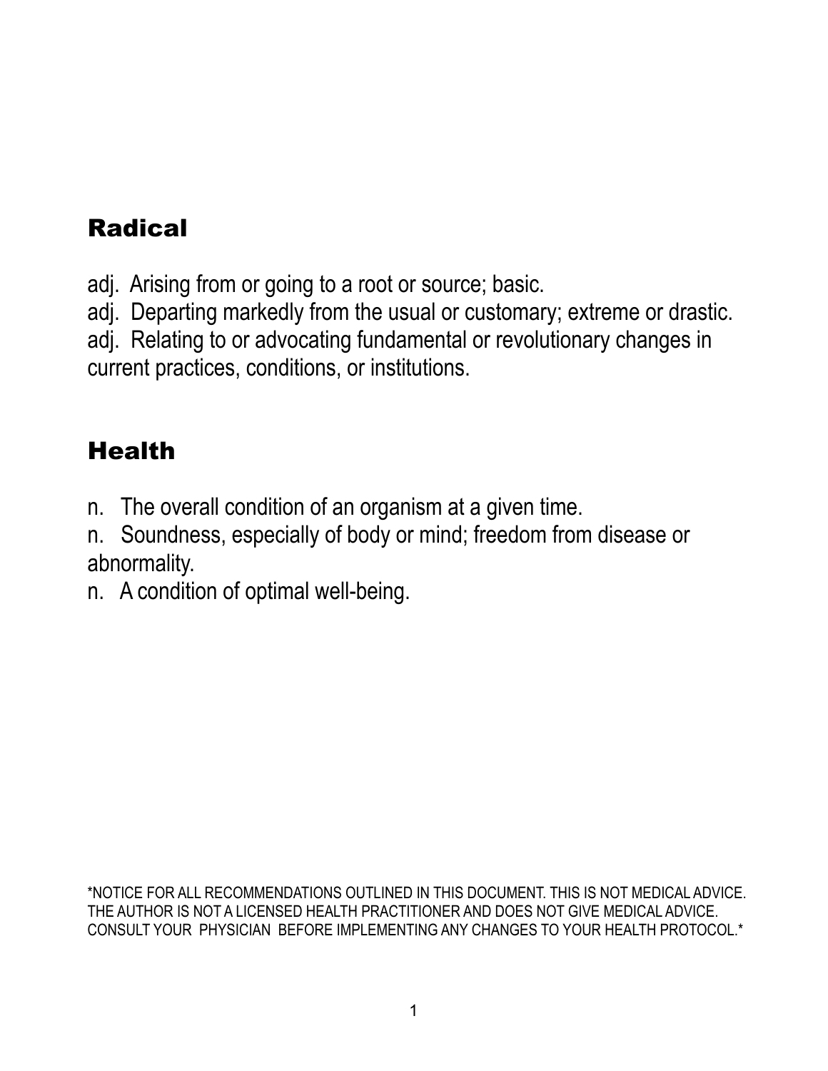## Radical

adj. Arising from or going to a root or source; basic.
adj. Departing markedly from the usual or customary; extreme or drastic.
adj. Relating to or advocating fundamental or revolutionary changes in current practices, conditions, or institutions.

## Health

n. The overall condition of an organism at a given time.
n. Soundness, especially of body or mind; freedom from disease or abnormality.
n. A condition of optimal well-being.

*NOTICE FOR ALL RECOMMENDATIONS OUTLINED IN THIS DOCUMENT. THIS IS NOT MEDICAL ADVICE. THE AUTHOR IS NOT A LICENSED HEALTH PRACTITIONER AND DOES NOT GIVE MEDICAL ADVICE. CONSULT YOUR PHYSICIAN BEFORE IMPLEMENTING ANY CHANGES TO YOUR HEALTH PROTOCOL.*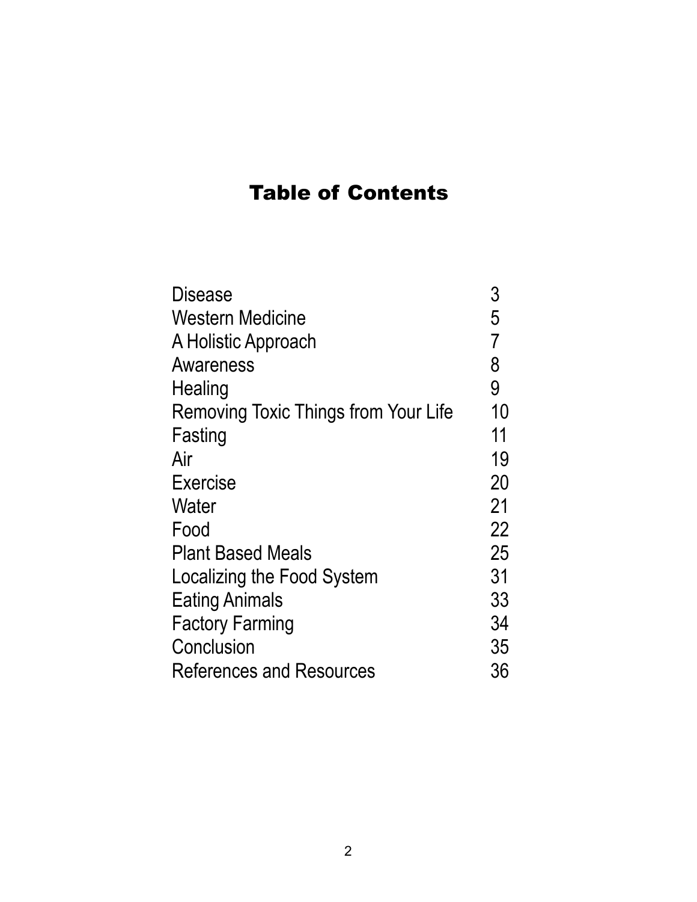# Table of Contents

| | |
|---|---|
| Disease | 3 |
| Western Medicine | 5 |
| A Holistic Approach | 7 |
| Awareness | 8 |
| Healing | 9 |
| Removing Toxic Things from Your Life | 10 |
| Fasting | 11 |
| Air | 19 |
| Exercise | 20 |
| Water | 21 |
| Food | 22 |
| Plant Based Meals | 25 |
| Localizing the Food System | 31 |
| Eating Animals | 33 |
| Factory Farming | 34 |
| Conclusion | 35 |
| References and Resources | 36 |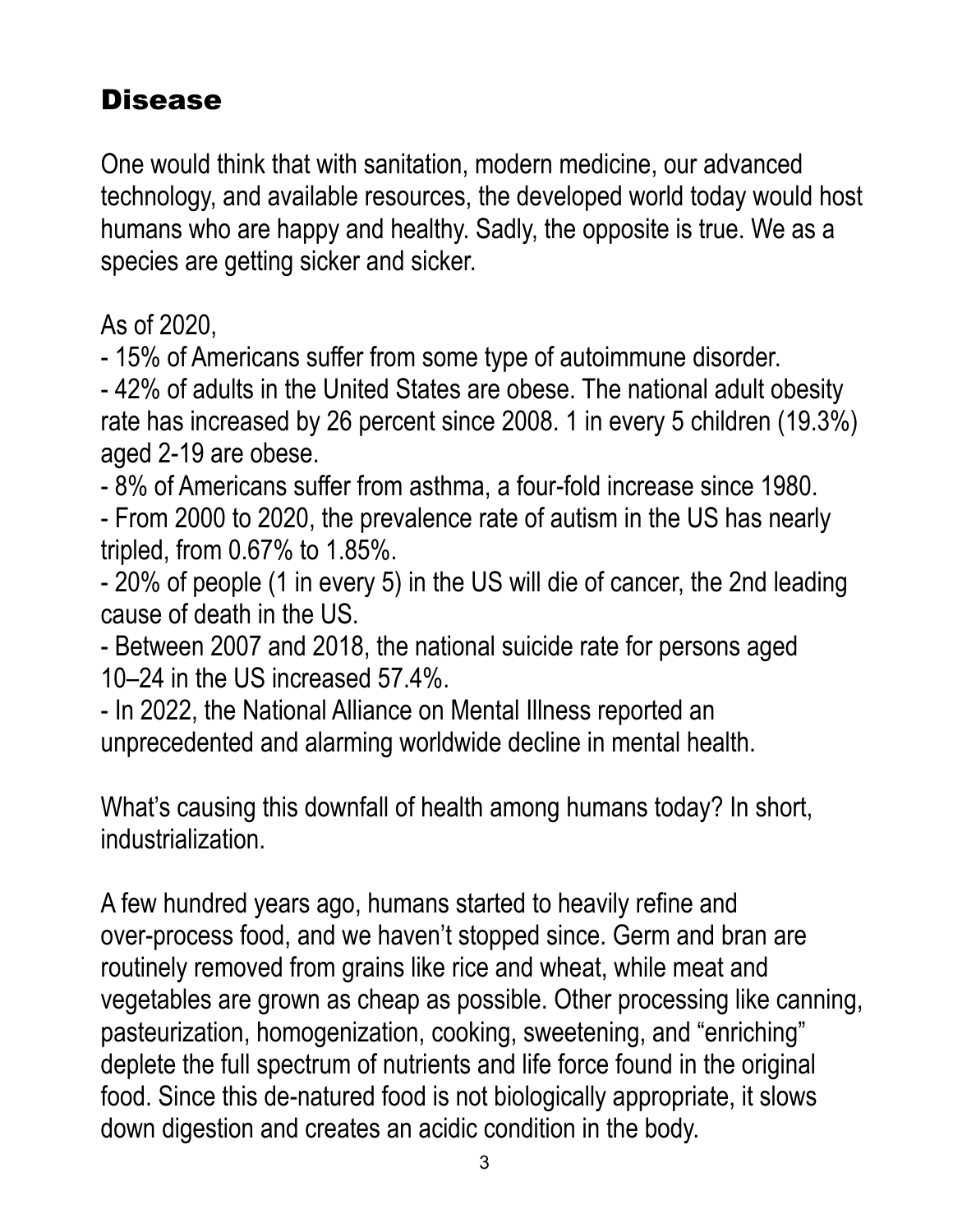## Disease

One would think that with sanitation, modern medicine, our advanced technology, and available resources, the developed world today would host humans who are happy and healthy. Sadly, the opposite is true. We as a species are getting sicker and sicker.

As of 2020,

- 15% of Americans suffer from some type of autoimmune disorder.
- 42% of adults in the United States are obese. The national adult obesity rate has increased by 26 percent since 2008. 1 in every 5 children (19.3%) aged 2-19 are obese.
- 8% of Americans suffer from asthma, a four-fold increase since 1980.
- From 2000 to 2020, the prevalence rate of autism in the US has nearly tripled, from 0.67% to 1.85%.
- 20% of people (1 in every 5) in the US will die of cancer, the 2nd leading cause of death in the US.
- Between 2007 and 2018, the national suicide rate for persons aged 10–24 in the US increased 57.4%.
- In 2022, the National Alliance on Mental Illness reported an unprecedented and alarming worldwide decline in mental health.

What's causing this downfall of health among humans today? In short, industrialization.

A few hundred years ago, humans started to heavily refine and over-process food, and we haven't stopped since. Germ and bran are routinely removed from grains like rice and wheat, while meat and vegetables are grown as cheap as possible. Other processing like canning, pasteurization, homogenization, cooking, sweetening, and "enriching" deplete the full spectrum of nutrients and life force found in the original food. Since this de-natured food is not biologically appropriate, it slows down digestion and creates an acidic condition in the body.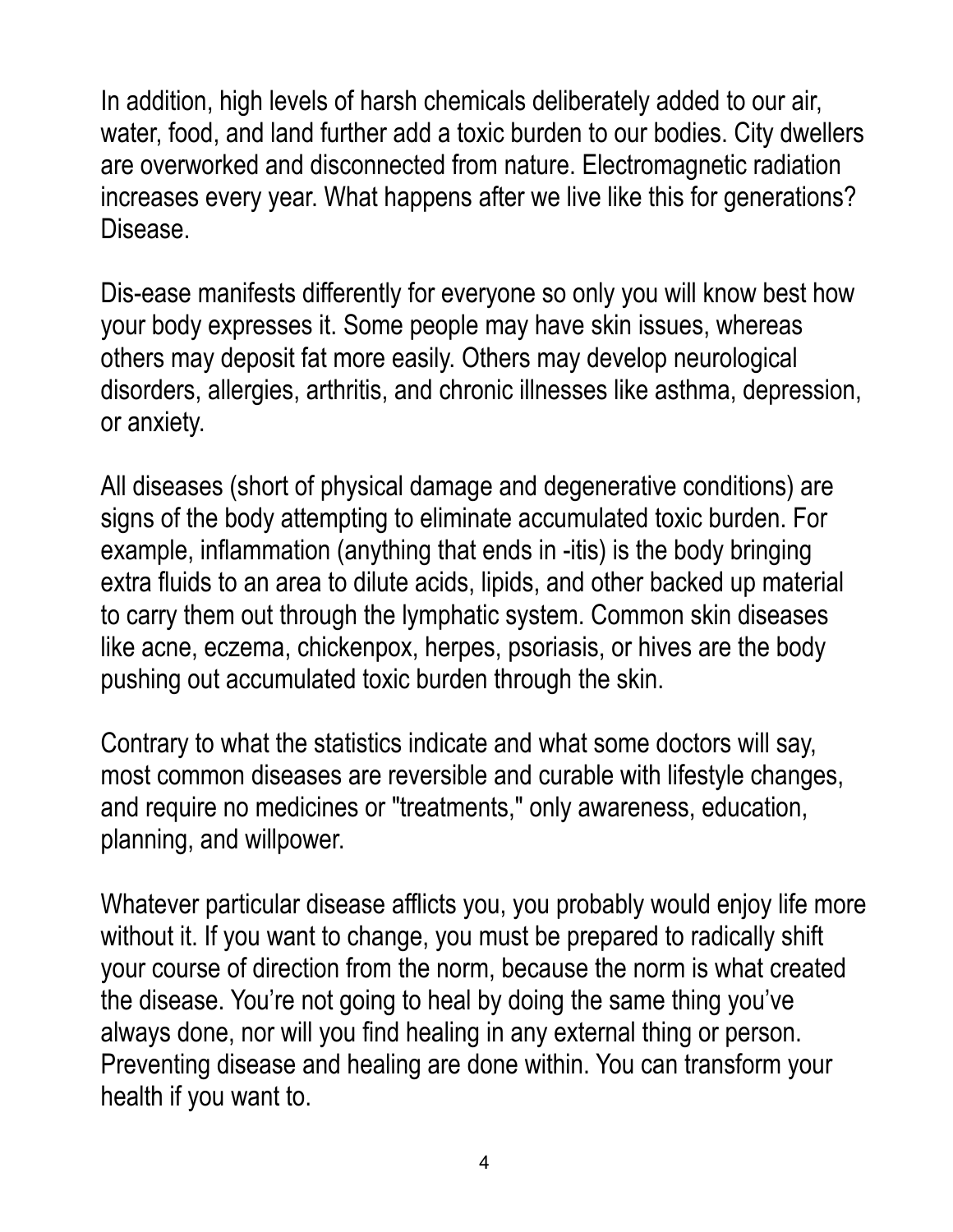In addition, high levels of harsh chemicals deliberately added to our air, water, food, and land further add a toxic burden to our bodies. City dwellers are overworked and disconnected from nature. Electromagnetic radiation increases every year. What happens after we live like this for generations? Disease.

Dis-ease manifests differently for everyone so only you will know best how your body expresses it. Some people may have skin issues, whereas others may deposit fat more easily. Others may develop neurological disorders, allergies, arthritis, and chronic illnesses like asthma, depression, or anxiety.

All diseases (short of physical damage and degenerative conditions) are signs of the body attempting to eliminate accumulated toxic burden. For example, inflammation (anything that ends in -itis) is the body bringing extra fluids to an area to dilute acids, lipids, and other backed up material to carry them out through the lymphatic system. Common skin diseases like acne, eczema, chickenpox, herpes, psoriasis, or hives are the body pushing out accumulated toxic burden through the skin.

Contrary to what the statistics indicate and what some doctors will say, most common diseases are reversible and curable with lifestyle changes, and require no medicines or "treatments," only awareness, education, planning, and willpower.

Whatever particular disease afflicts you, you probably would enjoy life more without it. If you want to change, you must be prepared to radically shift your course of direction from the norm, because the norm is what created the disease. You're not going to heal by doing the same thing you've always done, nor will you find healing in any external thing or person. Preventing disease and healing are done within. You can transform your health if you want to.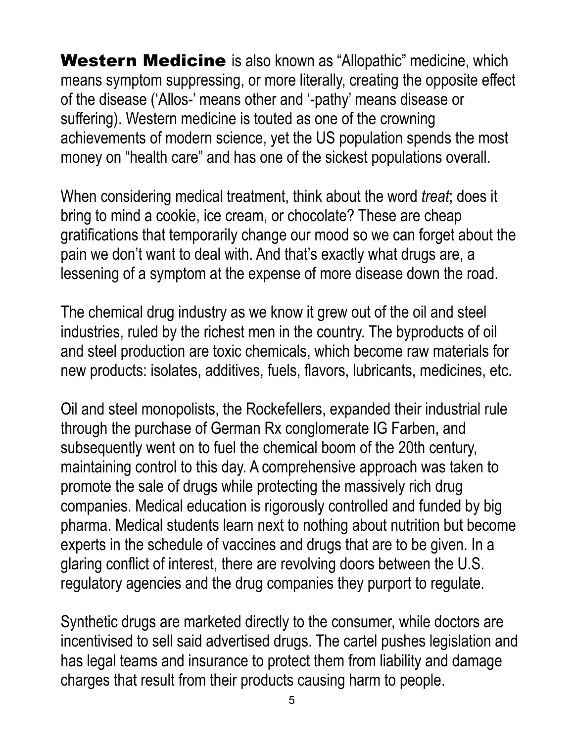**Western Medicine** is also known as "Allopathic" medicine, which means symptom suppressing, or more literally, creating the opposite effect of the disease ('Allos-' means other and '-pathy' means disease or suffering). Western medicine is touted as one of the crowning achievements of modern science, yet the US population spends the most money on "health care" and has one of the sickest populations overall.

When considering medical treatment, think about the word *treat*; does it bring to mind a cookie, ice cream, or chocolate? These are cheap gratifications that temporarily change our mood so we can forget about the pain we don't want to deal with. And that's exactly what drugs are, a lessening of a symptom at the expense of more disease down the road.

The chemical drug industry as we know it grew out of the oil and steel industries, ruled by the richest men in the country. The byproducts of oil and steel production are toxic chemicals, which become raw materials for new products: isolates, additives, fuels, flavors, lubricants, medicines, etc.

Oil and steel monopolists, the Rockefellers, expanded their industrial rule through the purchase of German Rx conglomerate IG Farben, and subsequently went on to fuel the chemical boom of the 20th century, maintaining control to this day. A comprehensive approach was taken to promote the sale of drugs while protecting the massively rich drug companies. Medical education is rigorously controlled and funded by big pharma. Medical students learn next to nothing about nutrition but become experts in the schedule of vaccines and drugs that are to be given. In a glaring conflict of interest, there are revolving doors between the U.S. regulatory agencies and the drug companies they purport to regulate.

Synthetic drugs are marketed directly to the consumer, while doctors are incentivised to sell said advertised drugs. The cartel pushes legislation and has legal teams and insurance to protect them from liability and damage charges that result from their products causing harm to people.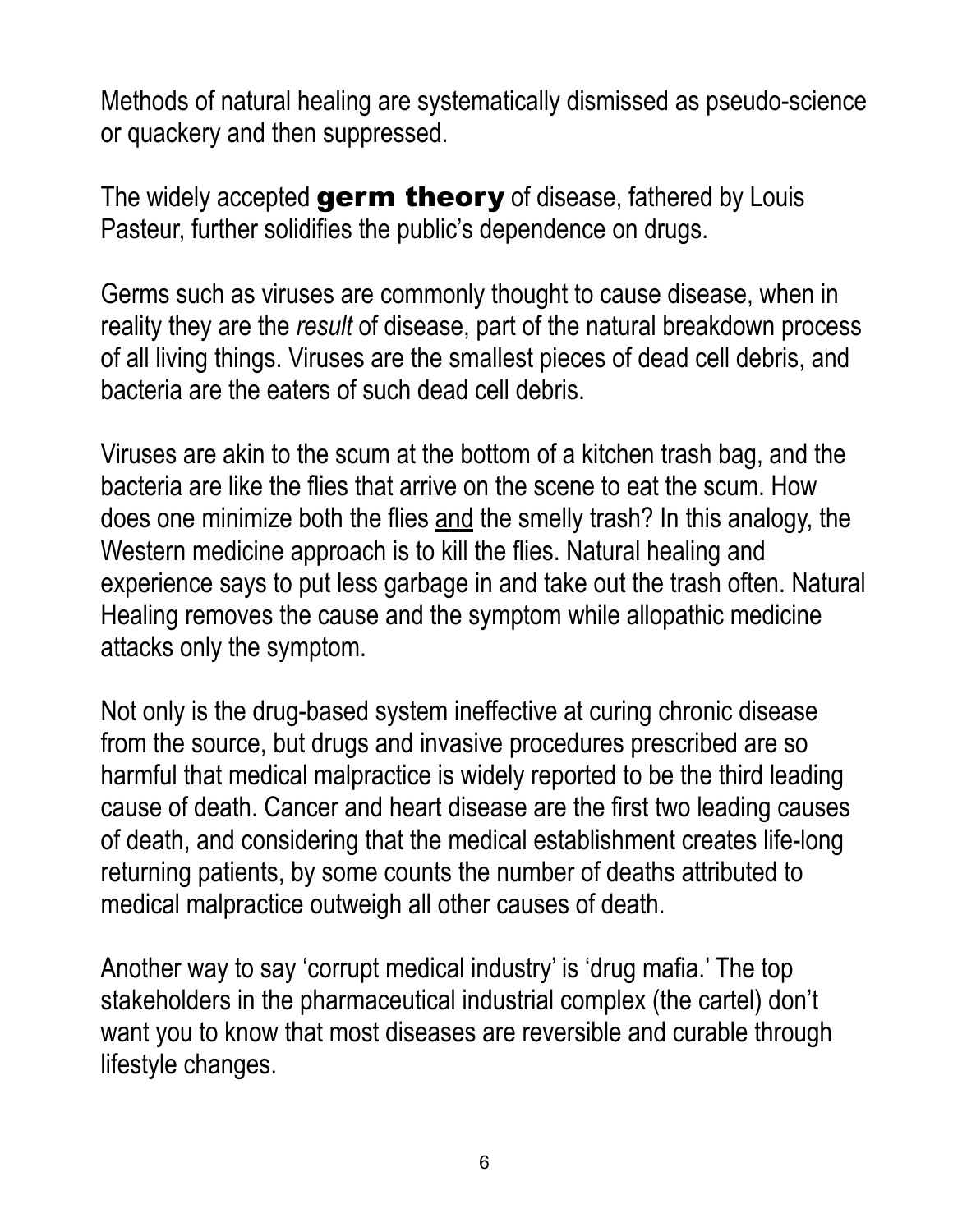Methods of natural healing are systematically dismissed as pseudo-science or quackery and then suppressed.

The widely accepted **germ theory** of disease, fathered by Louis Pasteur, further solidifies the public's dependence on drugs.

Germs such as viruses are commonly thought to cause disease, when in reality they are the *result* of disease, part of the natural breakdown process of all living things. Viruses are the smallest pieces of dead cell debris, and bacteria are the eaters of such dead cell debris.

Viruses are akin to the scum at the bottom of a kitchen trash bag, and the bacteria are like the flies that arrive on the scene to eat the scum. How does one minimize both the flies <u>and</u> the smelly trash? In this analogy, the Western medicine approach is to kill the flies. Natural healing and experience says to put less garbage in and take out the trash often. Natural Healing removes the cause and the symptom while allopathic medicine attacks only the symptom.

Not only is the drug-based system ineffective at curing chronic disease from the source, but drugs and invasive procedures prescribed are so harmful that medical malpractice is widely reported to be the third leading cause of death. Cancer and heart disease are the first two leading causes of death, and considering that the medical establishment creates life-long returning patients, by some counts the number of deaths attributed to medical malpractice outweigh all other causes of death.

Another way to say 'corrupt medical industry' is 'drug mafia.' The top stakeholders in the pharmaceutical industrial complex (the cartel) don't want you to know that most diseases are reversible and curable through lifestyle changes.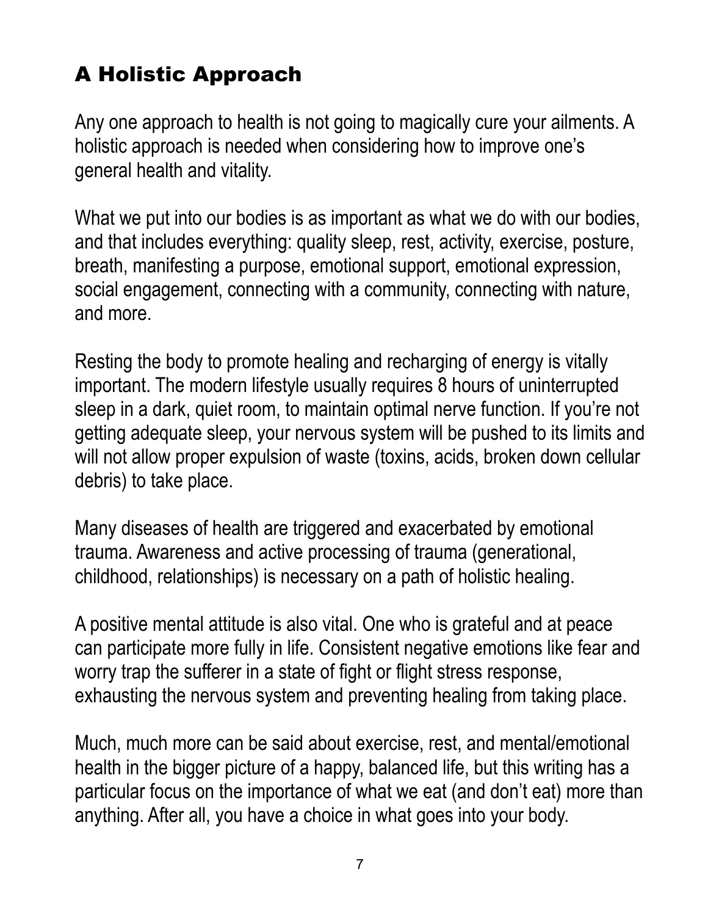## A Holistic Approach

Any one approach to health is not going to magically cure your ailments. A holistic approach is needed when considering how to improve one's general health and vitality.

What we put into our bodies is as important as what we do with our bodies, and that includes everything: quality sleep, rest, activity, exercise, posture, breath, manifesting a purpose, emotional support, emotional expression, social engagement, connecting with a community, connecting with nature, and more.

Resting the body to promote healing and recharging of energy is vitally important. The modern lifestyle usually requires 8 hours of uninterrupted sleep in a dark, quiet room, to maintain optimal nerve function. If you're not getting adequate sleep, your nervous system will be pushed to its limits and will not allow proper expulsion of waste (toxins, acids, broken down cellular debris) to take place.

Many diseases of health are triggered and exacerbated by emotional trauma. Awareness and active processing of trauma (generational, childhood, relationships) is necessary on a path of holistic healing.

A positive mental attitude is also vital. One who is grateful and at peace can participate more fully in life. Consistent negative emotions like fear and worry trap the sufferer in a state of fight or flight stress response, exhausting the nervous system and preventing healing from taking place.

Much, much more can be said about exercise, rest, and mental/emotional health in the bigger picture of a happy, balanced life, but this writing has a particular focus on the importance of what we eat (and don't eat) more than anything. After all, you have a choice in what goes into your body.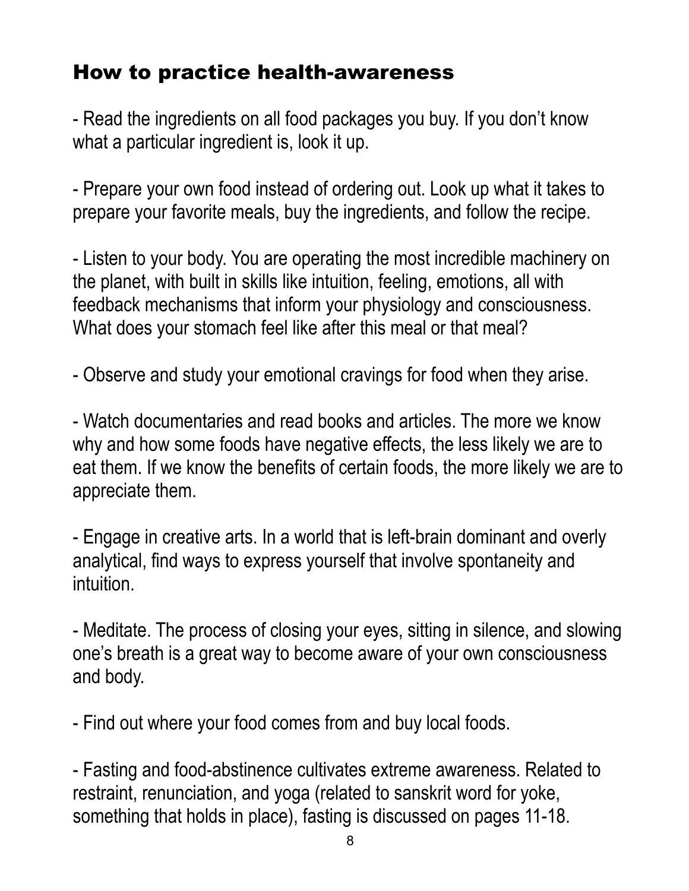## How to practice health-awareness

- Read the ingredients on all food packages you buy. If you don't know what a particular ingredient is, look it up.

- Prepare your own food instead of ordering out. Look up what it takes to prepare your favorite meals, buy the ingredients, and follow the recipe.

- Listen to your body. You are operating the most incredible machinery on the planet, with built in skills like intuition, feeling, emotions, all with feedback mechanisms that inform your physiology and consciousness. What does your stomach feel like after this meal or that meal?

- Observe and study your emotional cravings for food when they arise.

- Watch documentaries and read books and articles. The more we know why and how some foods have negative effects, the less likely we are to eat them. If we know the benefits of certain foods, the more likely we are to appreciate them.

- Engage in creative arts. In a world that is left-brain dominant and overly analytical, find ways to express yourself that involve spontaneity and intuition.

- Meditate. The process of closing your eyes, sitting in silence, and slowing one's breath is a great way to become aware of your own consciousness and body.

- Find out where your food comes from and buy local foods.

- Fasting and food-abstinence cultivates extreme awareness. Related to restraint, renunciation, and yoga (related to sanskrit word for yoke, something that holds in place), fasting is discussed on pages 11-18.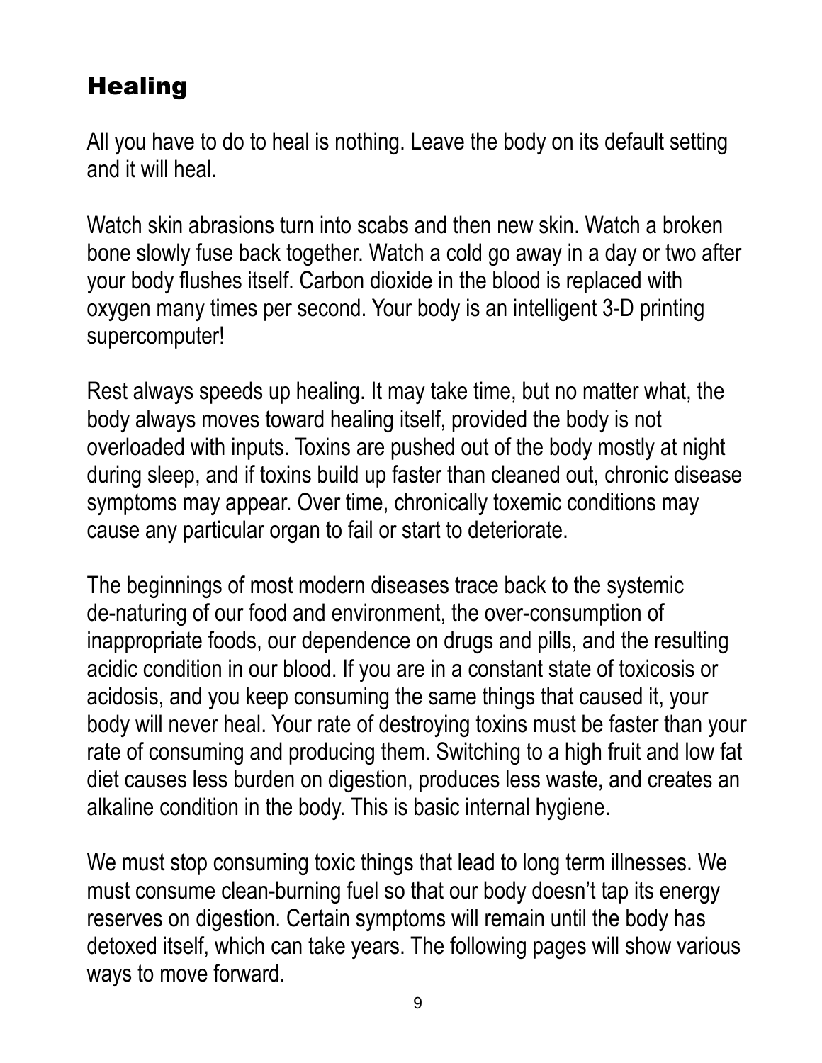## Healing

All you have to do to heal is nothing. Leave the body on its default setting and it will heal.

Watch skin abrasions turn into scabs and then new skin. Watch a broken bone slowly fuse back together. Watch a cold go away in a day or two after your body flushes itself. Carbon dioxide in the blood is replaced with oxygen many times per second. Your body is an intelligent 3-D printing supercomputer!

Rest always speeds up healing. It may take time, but no matter what, the body always moves toward healing itself, provided the body is not overloaded with inputs. Toxins are pushed out of the body mostly at night during sleep, and if toxins build up faster than cleaned out, chronic disease symptoms may appear. Over time, chronically toxemic conditions may cause any particular organ to fail or start to deteriorate.

The beginnings of most modern diseases trace back to the systemic de-naturing of our food and environment, the over-consumption of inappropriate foods, our dependence on drugs and pills, and the resulting acidic condition in our blood. If you are in a constant state of toxicosis or acidosis, and you keep consuming the same things that caused it, your body will never heal. Your rate of destroying toxins must be faster than your rate of consuming and producing them. Switching to a high fruit and low fat diet causes less burden on digestion, produces less waste, and creates an alkaline condition in the body. This is basic internal hygiene.

We must stop consuming toxic things that lead to long term illnesses. We must consume clean-burning fuel so that our body doesn't tap its energy reserves on digestion. Certain symptoms will remain until the body has detoxed itself, which can take years. The following pages will show various ways to move forward.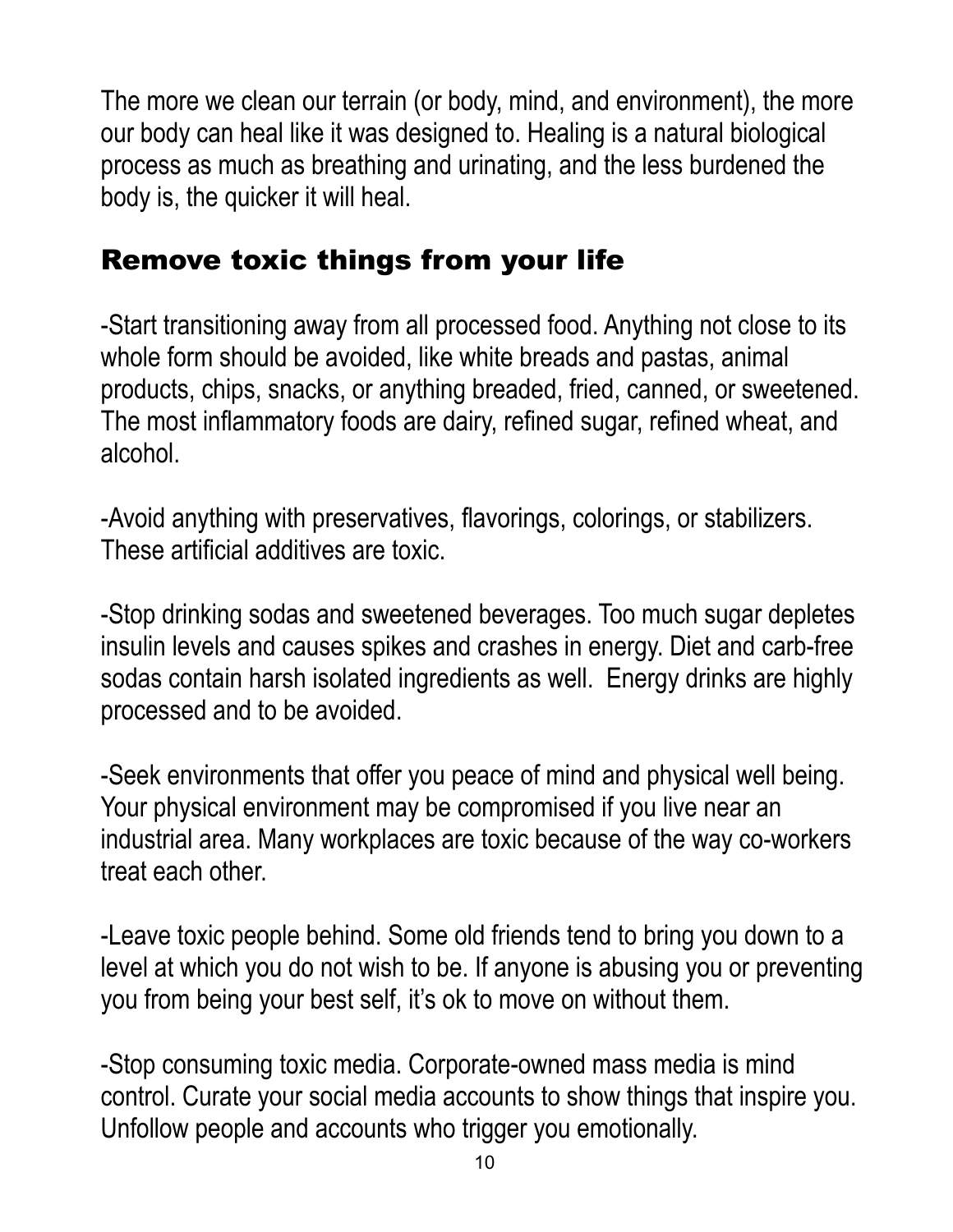The more we clean our terrain (or body, mind, and environment), the more our body can heal like it was designed to. Healing is a natural biological process as much as breathing and urinating, and the less burdened the body is, the quicker it will heal.

## Remove toxic things from your life

-Start transitioning away from all processed food. Anything not close to its whole form should be avoided, like white breads and pastas, animal products, chips, snacks, or anything breaded, fried, canned, or sweetened. The most inflammatory foods are dairy, refined sugar, refined wheat, and alcohol.

-Avoid anything with preservatives, flavorings, colorings, or stabilizers. These artificial additives are toxic.

-Stop drinking sodas and sweetened beverages. Too much sugar depletes insulin levels and causes spikes and crashes in energy. Diet and carb-free sodas contain harsh isolated ingredients as well.  Energy drinks are highly processed and to be avoided.

-Seek environments that offer you peace of mind and physical well being. Your physical environment may be compromised if you live near an industrial area. Many workplaces are toxic because of the way co-workers treat each other.

-Leave toxic people behind. Some old friends tend to bring you down to a level at which you do not wish to be. If anyone is abusing you or preventing you from being your best self, it's ok to move on without them.

-Stop consuming toxic media. Corporate-owned mass media is mind control. Curate your social media accounts to show things that inspire you. Unfollow people and accounts who trigger you emotionally.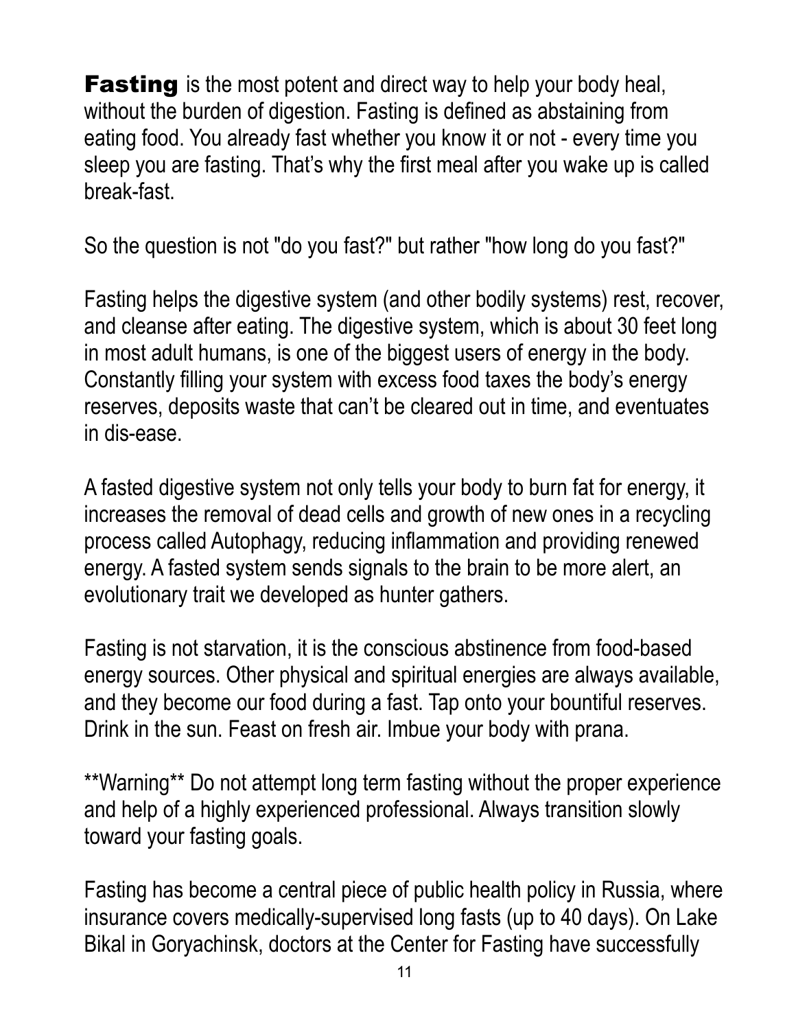**Fasting** is the most potent and direct way to help your body heal, without the burden of digestion. Fasting is defined as abstaining from eating food. You already fast whether you know it or not - every time you sleep you are fasting. That's why the first meal after you wake up is called break-fast.

So the question is not "do you fast?" but rather "how long do you fast?"

Fasting helps the digestive system (and other bodily systems) rest, recover, and cleanse after eating. The digestive system, which is about 30 feet long in most adult humans, is one of the biggest users of energy in the body. Constantly filling your system with excess food taxes the body's energy reserves, deposits waste that can't be cleared out in time, and eventuates in dis-ease.

A fasted digestive system not only tells your body to burn fat for energy, it increases the removal of dead cells and growth of new ones in a recycling process called Autophagy, reducing inflammation and providing renewed energy. A fasted system sends signals to the brain to be more alert, an evolutionary trait we developed as hunter gathers.

Fasting is not starvation, it is the conscious abstinence from food-based energy sources. Other physical and spiritual energies are always available, and they become our food during a fast. Tap onto your bountiful reserves. Drink in the sun. Feast on fresh air. Imbue your body with prana.

\*\*Warning\*\* Do not attempt long term fasting without the proper experience and help of a highly experienced professional. Always transition slowly toward your fasting goals.

Fasting has become a central piece of public health policy in Russia, where insurance covers medically-supervised long fasts (up to 40 days). On Lake Bikal in Goryachinsk, doctors at the Center for Fasting have successfully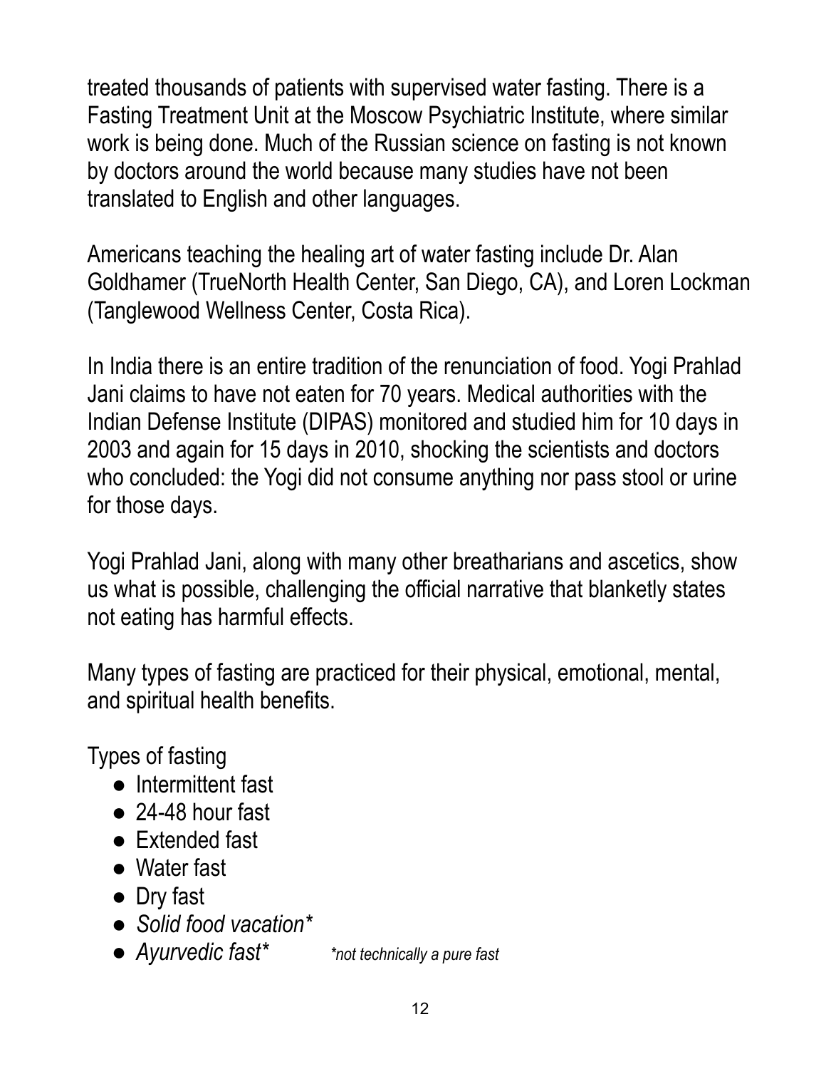treated thousands of patients with supervised water fasting. There is a Fasting Treatment Unit at the Moscow Psychiatric Institute, where similar work is being done. Much of the Russian science on fasting is not known by doctors around the world because many studies have not been translated to English and other languages.

Americans teaching the healing art of water fasting include Dr. Alan Goldhamer (TrueNorth Health Center, San Diego, CA), and Loren Lockman (Tanglewood Wellness Center, Costa Rica).

In India there is an entire tradition of the renunciation of food. Yogi Prahlad Jani claims to have not eaten for 70 years. Medical authorities with the Indian Defense Institute (DIPAS) monitored and studied him for 10 days in 2003 and again for 15 days in 2010, shocking the scientists and doctors who concluded: the Yogi did not consume anything nor pass stool or urine for those days.

Yogi Prahlad Jani, along with many other breatharians and ascetics, show us what is possible, challenging the official narrative that blanketly states not eating has harmful effects.

Many types of fasting are practiced for their physical, emotional, mental, and spiritual health benefits.

Types of fasting

- Intermittent fast
- 24-48 hour fast
- Extended fast
- Water fast
- Dry fast
- *Solid food vacation**
- *Ayurvedic fast**

*\*not technically a pure fast*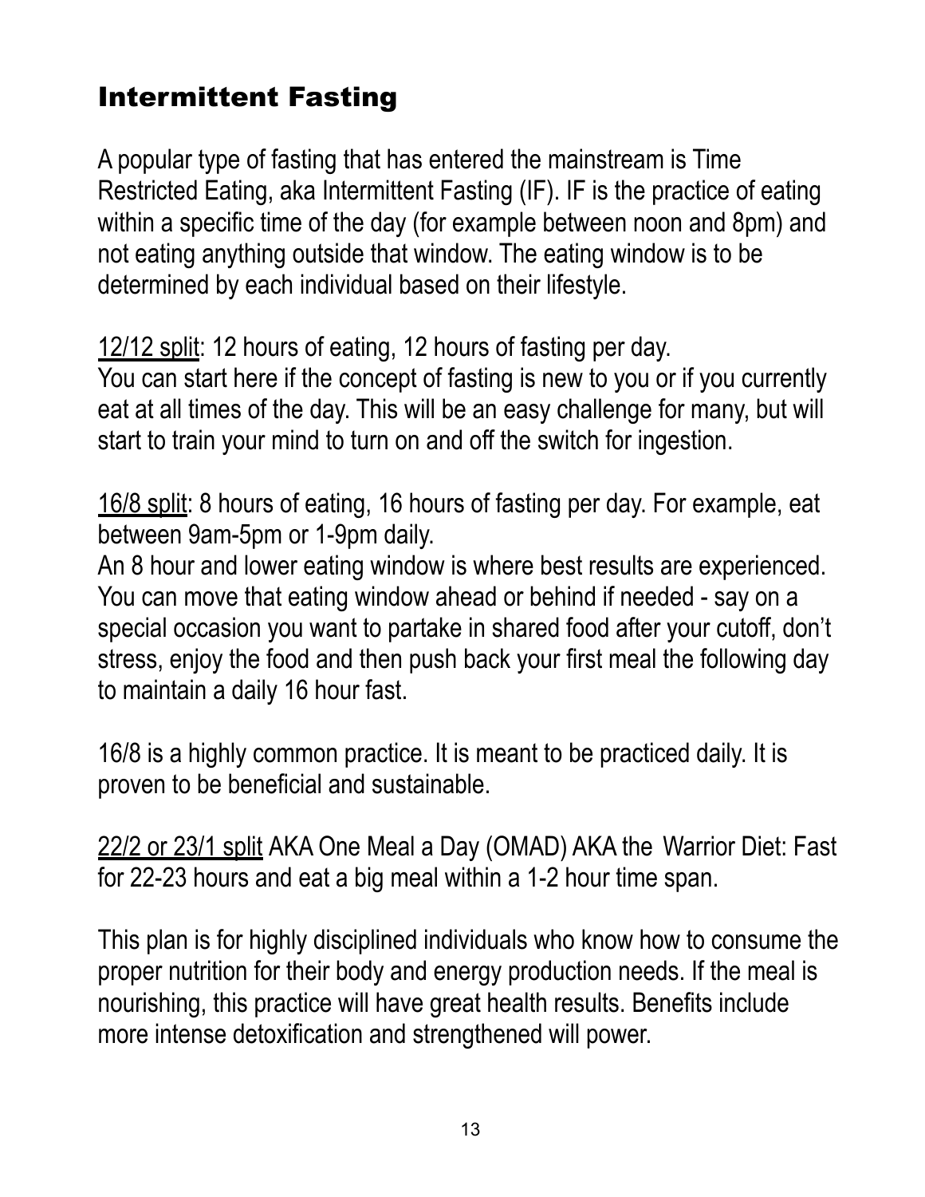## Intermittent Fasting

A popular type of fasting that has entered the mainstream is Time Restricted Eating, aka Intermittent Fasting (IF). IF is the practice of eating within a specific time of the day (for example between noon and 8pm) and not eating anything outside that window. The eating window is to be determined by each individual based on their lifestyle.

<u>12/12 split</u>: 12 hours of eating, 12 hours of fasting per day.
You can start here if the concept of fasting is new to you or if you currently eat at all times of the day. This will be an easy challenge for many, but will start to train your mind to turn on and off the switch for ingestion.

<u>16/8 split</u>: 8 hours of eating, 16 hours of fasting per day. For example, eat between 9am-5pm or 1-9pm daily.
An 8 hour and lower eating window is where best results are experienced. You can move that eating window ahead or behind if needed - say on a special occasion you want to partake in shared food after your cutoff, don't stress, enjoy the food and then push back your first meal the following day to maintain a daily 16 hour fast.

16/8 is a highly common practice. It is meant to be practiced daily. It is proven to be beneficial and sustainable.

<u>22/2 or 23/1 split</u> AKA One Meal a Day (OMAD) AKA the Warrior Diet: Fast for 22-23 hours and eat a big meal within a 1-2 hour time span.

This plan is for highly disciplined individuals who know how to consume the proper nutrition for their body and energy production needs. If the meal is nourishing, this practice will have great health results. Benefits include more intense detoxification and strengthened will power.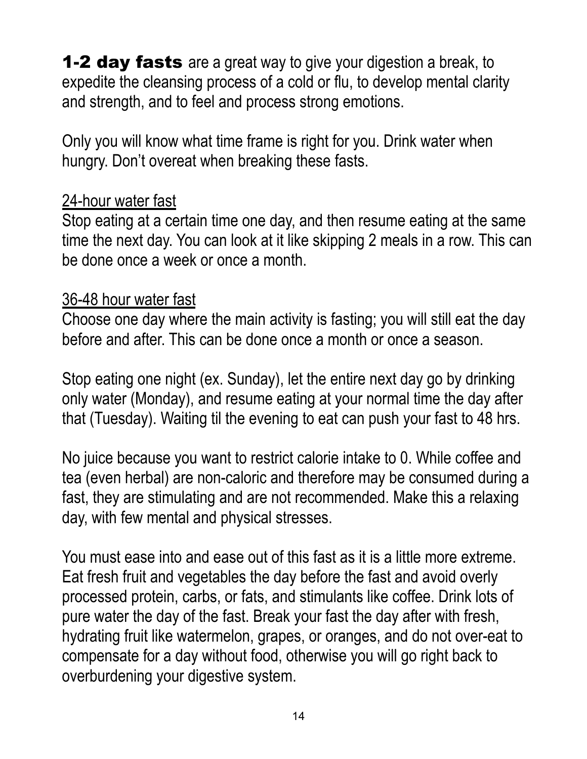**1-2 day fasts** are a great way to give your digestion a break, to expedite the cleansing process of a cold or flu, to develop mental clarity and strength, and to feel and process strong emotions.

Only you will know what time frame is right for you. Drink water when hungry. Don't overeat when breaking these fasts.

<u>24-hour water fast</u>
Stop eating at a certain time one day, and then resume eating at the same time the next day. You can look at it like skipping 2 meals in a row. This can be done once a week or once a month.

<u>36-48 hour water fast</u>
Choose one day where the main activity is fasting; you will still eat the day before and after. This can be done once a month or once a season.

Stop eating one night (ex. Sunday), let the entire next day go by drinking only water (Monday), and resume eating at your normal time the day after that (Tuesday). Waiting til the evening to eat can push your fast to 48 hrs.

No juice because you want to restrict calorie intake to 0. While coffee and tea (even herbal) are non-caloric and therefore may be consumed during a fast, they are stimulating and are not recommended. Make this a relaxing day, with few mental and physical stresses.

You must ease into and ease out of this fast as it is a little more extreme. Eat fresh fruit and vegetables the day before the fast and avoid overly processed protein, carbs, or fats, and stimulants like coffee. Drink lots of pure water the day of the fast. Break your fast the day after with fresh, hydrating fruit like watermelon, grapes, or oranges, and do not over-eat to compensate for a day without food, otherwise you will go right back to overburdening your digestive system.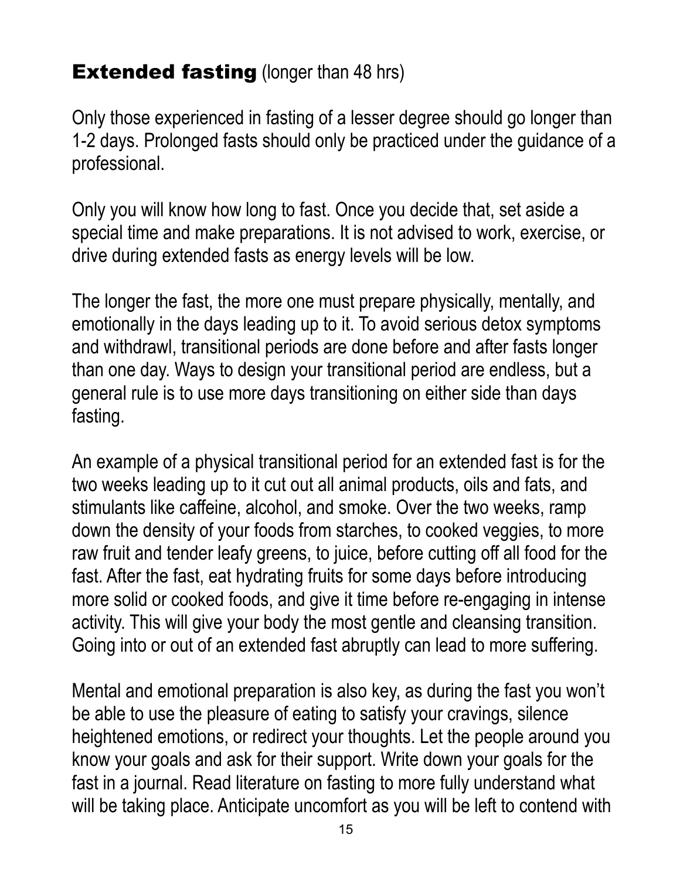## **Extended fasting** (longer than 48 hrs)

Only those experienced in fasting of a lesser degree should go longer than 1-2 days. Prolonged fasts should only be practiced under the guidance of a professional.

Only you will know how long to fast. Once you decide that, set aside a special time and make preparations. It is not advised to work, exercise, or drive during extended fasts as energy levels will be low.

The longer the fast, the more one must prepare physically, mentally, and emotionally in the days leading up to it. To avoid serious detox symptoms and withdrawl, transitional periods are done before and after fasts longer than one day. Ways to design your transitional period are endless, but a general rule is to use more days transitioning on either side than days fasting.

An example of a physical transitional period for an extended fast is for the two weeks leading up to it cut out all animal products, oils and fats, and stimulants like caffeine, alcohol, and smoke. Over the two weeks, ramp down the density of your foods from starches, to cooked veggies, to more raw fruit and tender leafy greens, to juice, before cutting off all food for the fast. After the fast, eat hydrating fruits for some days before introducing more solid or cooked foods, and give it time before re-engaging in intense activity. This will give your body the most gentle and cleansing transition. Going into or out of an extended fast abruptly can lead to more suffering.

Mental and emotional preparation is also key, as during the fast you won't be able to use the pleasure of eating to satisfy your cravings, silence heightened emotions, or redirect your thoughts. Let the people around you know your goals and ask for their support. Write down your goals for the fast in a journal. Read literature on fasting to more fully understand what will be taking place. Anticipate uncomfort as you will be left to contend with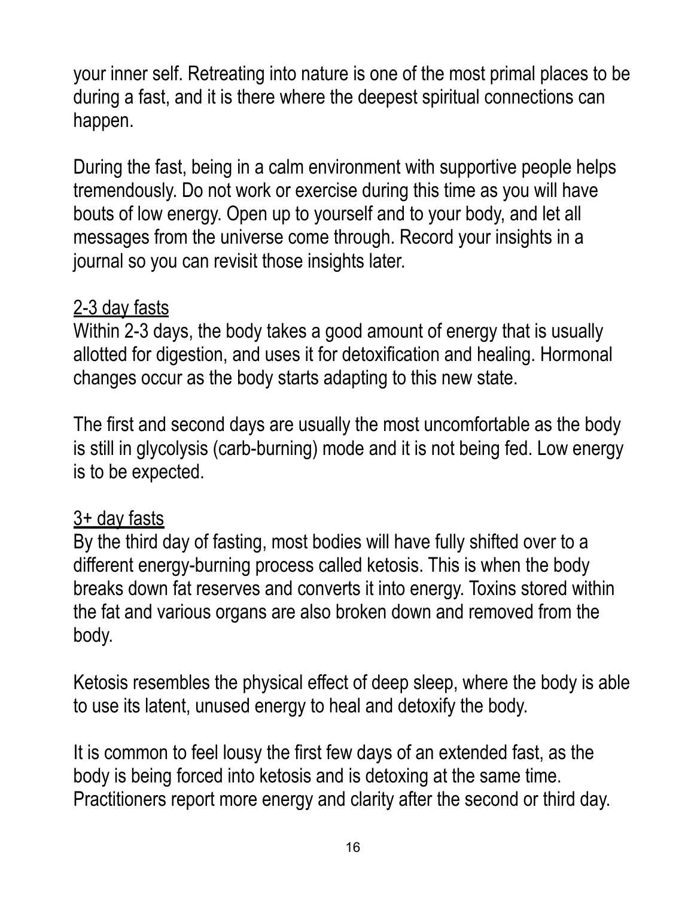your inner self. Retreating into nature is one of the most primal places to be during a fast, and it is there where the deepest spiritual connections can happen.

During the fast, being in a calm environment with supportive people helps tremendously. Do not work or exercise during this time as you will have bouts of low energy. Open up to yourself and to your body, and let all messages from the universe come through. Record your insights in a journal so you can revisit those insights later.

<u>2-3 day fasts</u>

Within 2-3 days, the body takes a good amount of energy that is usually allotted for digestion, and uses it for detoxification and healing. Hormonal changes occur as the body starts adapting to this new state.

The first and second days are usually the most uncomfortable as the body is still in glycolysis (carb-burning) mode and it is not being fed. Low energy is to be expected.

<u>3+ day fasts</u>

By the third day of fasting, most bodies will have fully shifted over to a different energy-burning process called ketosis. This is when the body breaks down fat reserves and converts it into energy. Toxins stored within the fat and various organs are also broken down and removed from the body.

Ketosis resembles the physical effect of deep sleep, where the body is able to use its latent, unused energy to heal and detoxify the body.

It is common to feel lousy the first few days of an extended fast, as the body is being forced into ketosis and is detoxing at the same time. Practitioners report more energy and clarity after the second or third day.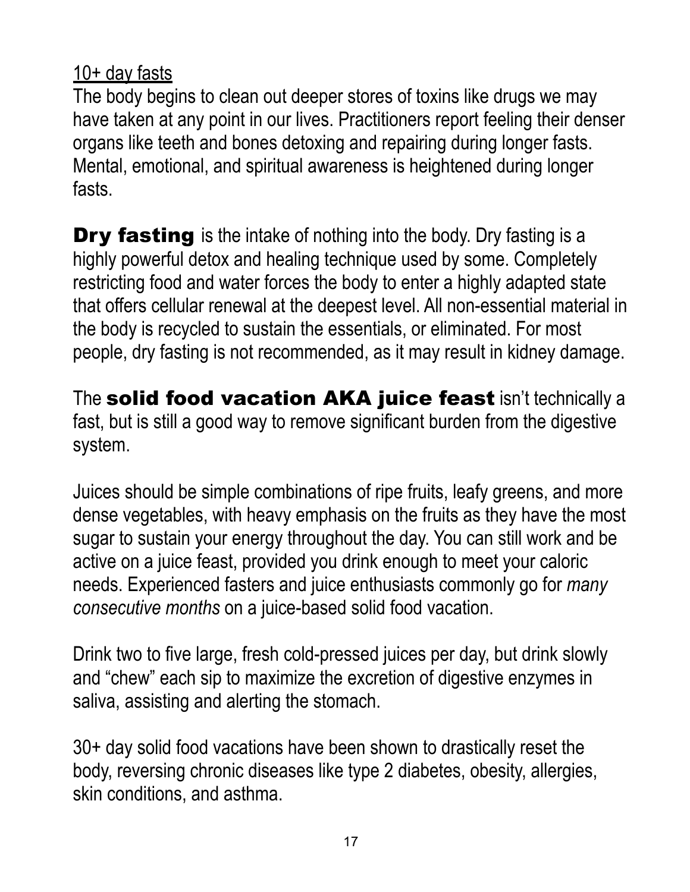<u>10+ day fasts</u>

The body begins to clean out deeper stores of toxins like drugs we may have taken at any point in our lives. Practitioners report feeling their denser organs like teeth and bones detoxing and repairing during longer fasts. Mental, emotional, and spiritual awareness is heightened during longer fasts.

**Dry fasting** is the intake of nothing into the body. Dry fasting is a highly powerful detox and healing technique used by some. Completely restricting food and water forces the body to enter a highly adapted state that offers cellular renewal at the deepest level. All non-essential material in the body is recycled to sustain the essentials, or eliminated. For most people, dry fasting is not recommended, as it may result in kidney damage.

The **solid food vacation AKA juice feast** isn't technically a fast, but is still a good way to remove significant burden from the digestive system.

Juices should be simple combinations of ripe fruits, leafy greens, and more dense vegetables, with heavy emphasis on the fruits as they have the most sugar to sustain your energy throughout the day. You can still work and be active on a juice feast, provided you drink enough to meet your caloric needs. Experienced fasters and juice enthusiasts commonly go for *many consecutive months* on a juice-based solid food vacation.

Drink two to five large, fresh cold-pressed juices per day, but drink slowly and "chew" each sip to maximize the excretion of digestive enzymes in saliva, assisting and alerting the stomach.

30+ day solid food vacations have been shown to drastically reset the body, reversing chronic diseases like type 2 diabetes, obesity, allergies, skin conditions, and asthma.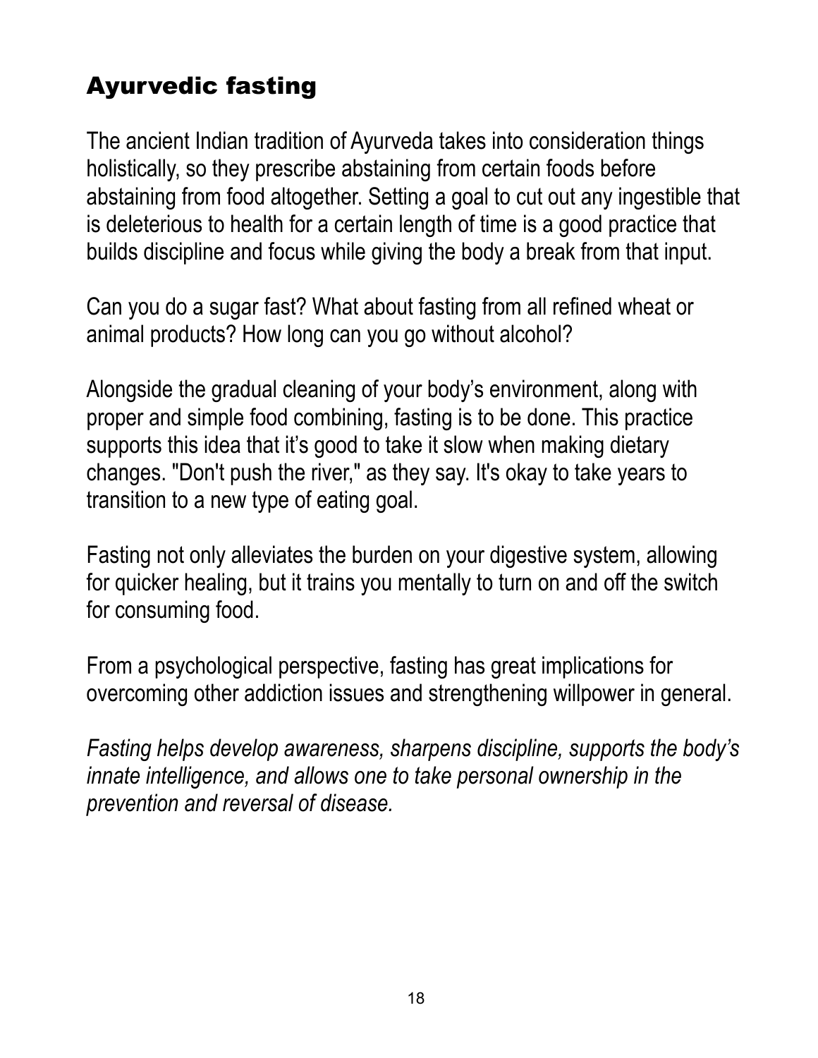## Ayurvedic fasting

The ancient Indian tradition of Ayurveda takes into consideration things holistically, so they prescribe abstaining from certain foods before abstaining from food altogether. Setting a goal to cut out any ingestible that is deleterious to health for a certain length of time is a good practice that builds discipline and focus while giving the body a break from that input.

Can you do a sugar fast? What about fasting from all refined wheat or animal products? How long can you go without alcohol?

Alongside the gradual cleaning of your body's environment, along with proper and simple food combining, fasting is to be done. This practice supports this idea that it's good to take it slow when making dietary changes. "Don't push the river," as they say. It's okay to take years to transition to a new type of eating goal.

Fasting not only alleviates the burden on your digestive system, allowing for quicker healing, but it trains you mentally to turn on and off the switch for consuming food.

From a psychological perspective, fasting has great implications for overcoming other addiction issues and strengthening willpower in general.

*Fasting helps develop awareness, sharpens discipline, supports the body's innate intelligence, and allows one to take personal ownership in the prevention and reversal of disease.*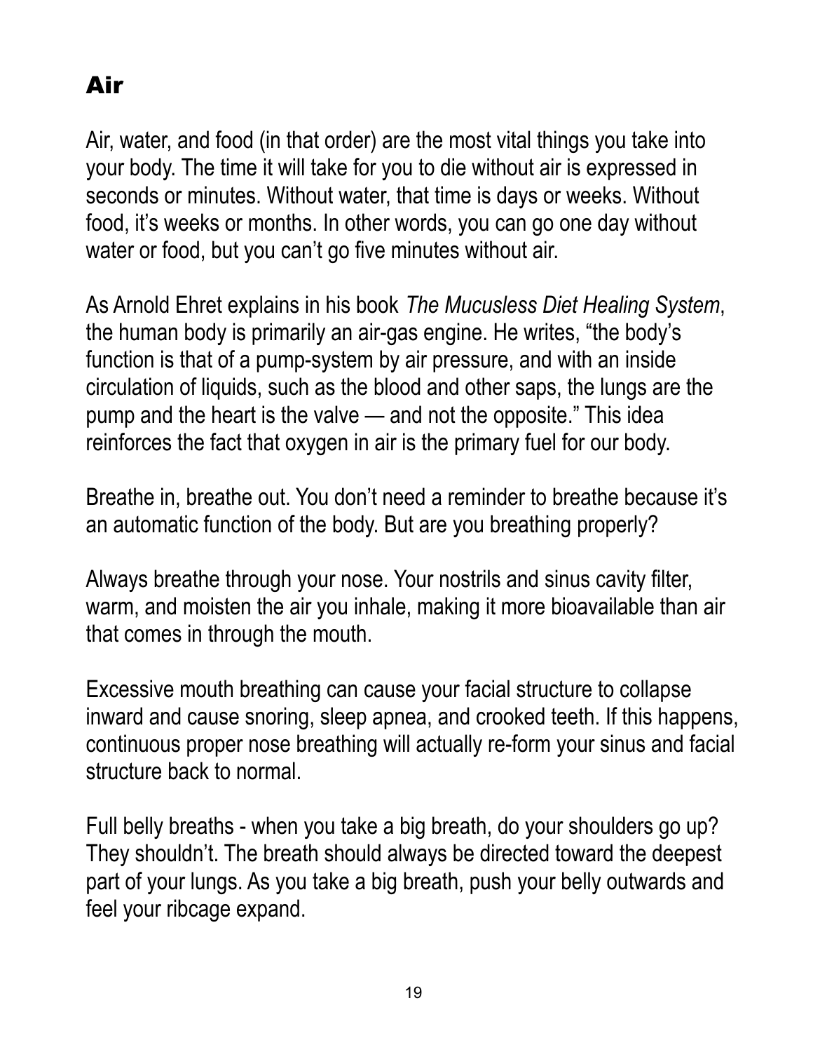## Air

Air, water, and food (in that order) are the most vital things you take into your body. The time it will take for you to die without air is expressed in seconds or minutes. Without water, that time is days or weeks. Without food, it's weeks or months. In other words, you can go one day without water or food, but you can't go five minutes without air.

As Arnold Ehret explains in his book *The Mucusless Diet Healing System*, the human body is primarily an air-gas engine. He writes, "the body's function is that of a pump-system by air pressure, and with an inside circulation of liquids, such as the blood and other saps, the lungs are the pump and the heart is the valve — and not the opposite." This idea reinforces the fact that oxygen in air is the primary fuel for our body.

Breathe in, breathe out. You don't need a reminder to breathe because it's an automatic function of the body. But are you breathing properly?

Always breathe through your nose. Your nostrils and sinus cavity filter, warm, and moisten the air you inhale, making it more bioavailable than air that comes in through the mouth.

Excessive mouth breathing can cause your facial structure to collapse inward and cause snoring, sleep apnea, and crooked teeth. If this happens, continuous proper nose breathing will actually re-form your sinus and facial structure back to normal.

Full belly breaths - when you take a big breath, do your shoulders go up? They shouldn't. The breath should always be directed toward the deepest part of your lungs. As you take a big breath, push your belly outwards and feel your ribcage expand.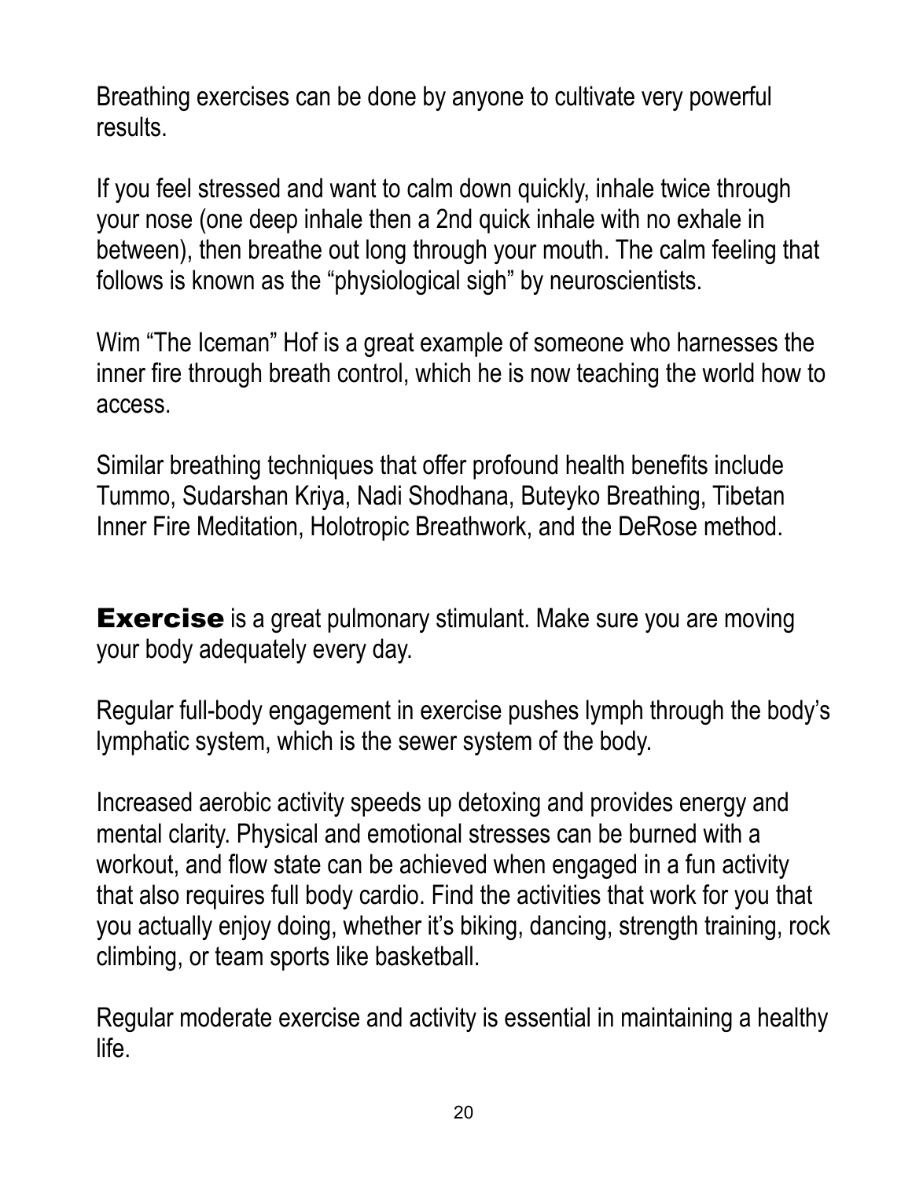Breathing exercises can be done by anyone to cultivate very powerful results.

If you feel stressed and want to calm down quickly, inhale twice through your nose (one deep inhale then a 2nd quick inhale with no exhale in between), then breathe out long through your mouth. The calm feeling that follows is known as the “physiological sigh” by neuroscientists.

Wim “The Iceman” Hof is a great example of someone who harnesses the inner fire through breath control, which he is now teaching the world how to access.

Similar breathing techniques that offer profound health benefits include Tummo, Sudarshan Kriya, Nadi Shodhana, Buteyko Breathing, Tibetan Inner Fire Meditation, Holotropic Breathwork, and the DeRose method.

**Exercise** is a great pulmonary stimulant. Make sure you are moving your body adequately every day.

Regular full-body engagement in exercise pushes lymph through the body’s lymphatic system, which is the sewer system of the body.

Increased aerobic activity speeds up detoxing and provides energy and mental clarity. Physical and emotional stresses can be burned with a workout, and flow state can be achieved when engaged in a fun activity that also requires full body cardio. Find the activities that work for you that you actually enjoy doing, whether it’s biking, dancing, strength training, rock climbing, or team sports like basketball.

Regular moderate exercise and activity is essential in maintaining a healthy life.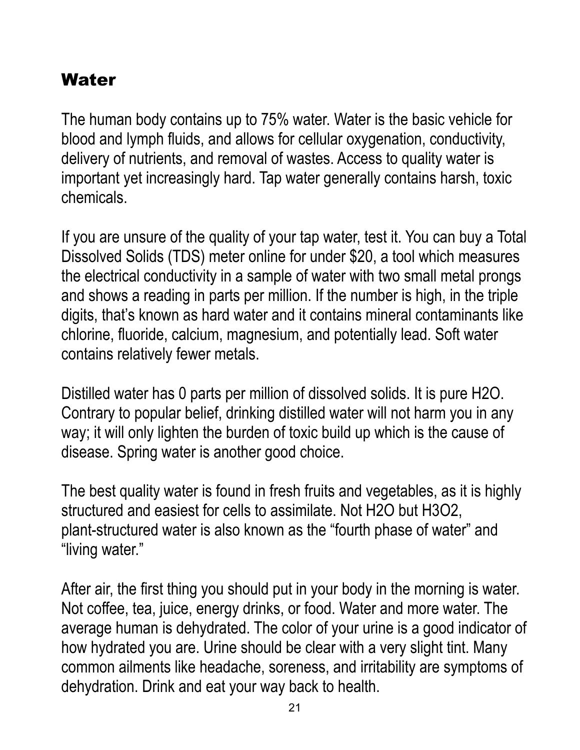## Water

The human body contains up to 75% water. Water is the basic vehicle for blood and lymph fluids, and allows for cellular oxygenation, conductivity, delivery of nutrients, and removal of wastes. Access to quality water is important yet increasingly hard. Tap water generally contains harsh, toxic chemicals.

If you are unsure of the quality of your tap water, test it. You can buy a Total Dissolved Solids (TDS) meter online for under $20, a tool which measures the electrical conductivity in a sample of water with two small metal prongs and shows a reading in parts per million. If the number is high, in the triple digits, that's known as hard water and it contains mineral contaminants like chlorine, fluoride, calcium, magnesium, and potentially lead. Soft water contains relatively fewer metals.

Distilled water has 0 parts per million of dissolved solids. It is pure $H_2O$. Contrary to popular belief, drinking distilled water will not harm you in any way; it will only lighten the burden of toxic build up which is the cause of disease. Spring water is another good choice.

The best quality water is found in fresh fruits and vegetables, as it is highly structured and easiest for cells to assimilate. Not $H_2O$ but $H_3O_2$, plant-structured water is also known as the "fourth phase of water" and "living water."

After air, the first thing you should put in your body in the morning is water. Not coffee, tea, juice, energy drinks, or food. Water and more water. The average human is dehydrated. The color of your urine is a good indicator of how hydrated you are. Urine should be clear with a very slight tint. Many common ailments like headache, soreness, and irritability are symptoms of dehydration. Drink and eat your way back to health.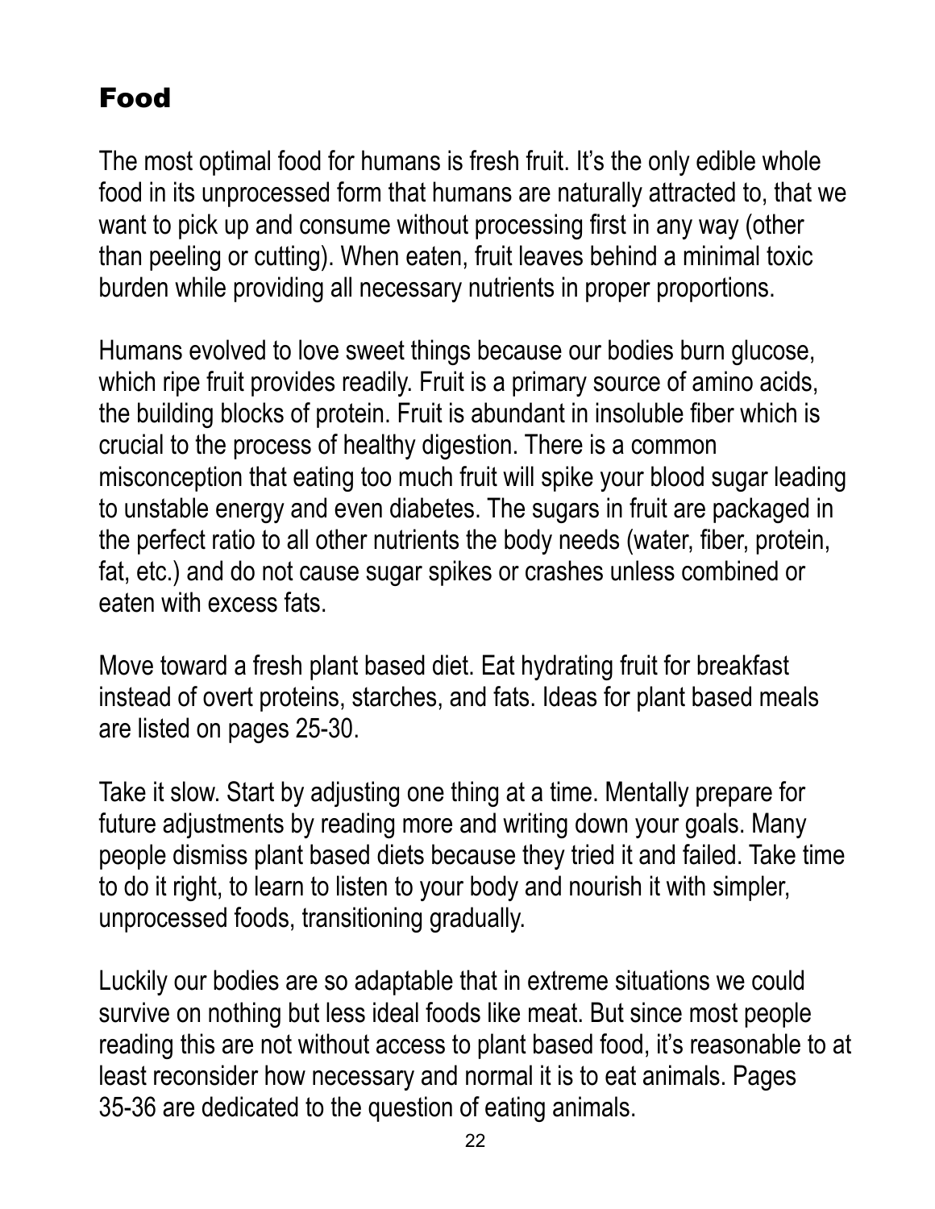# Food

The most optimal food for humans is fresh fruit. It's the only edible whole food in its unprocessed form that humans are naturally attracted to, that we want to pick up and consume without processing first in any way (other than peeling or cutting). When eaten, fruit leaves behind a minimal toxic burden while providing all necessary nutrients in proper proportions.

Humans evolved to love sweet things because our bodies burn glucose, which ripe fruit provides readily. Fruit is a primary source of amino acids, the building blocks of protein. Fruit is abundant in insoluble fiber which is crucial to the process of healthy digestion. There is a common misconception that eating too much fruit will spike your blood sugar leading to unstable energy and even diabetes. The sugars in fruit are packaged in the perfect ratio to all other nutrients the body needs (water, fiber, protein, fat, etc.) and do not cause sugar spikes or crashes unless combined or eaten with excess fats.

Move toward a fresh plant based diet. Eat hydrating fruit for breakfast instead of overt proteins, starches, and fats. Ideas for plant based meals are listed on pages 25-30.

Take it slow. Start by adjusting one thing at a time. Mentally prepare for future adjustments by reading more and writing down your goals. Many people dismiss plant based diets because they tried it and failed. Take time to do it right, to learn to listen to your body and nourish it with simpler, unprocessed foods, transitioning gradually.

Luckily our bodies are so adaptable that in extreme situations we could survive on nothing but less ideal foods like meat. But since most people reading this are not without access to plant based food, it's reasonable to at least reconsider how necessary and normal it is to eat animals. Pages 35-36 are dedicated to the question of eating animals.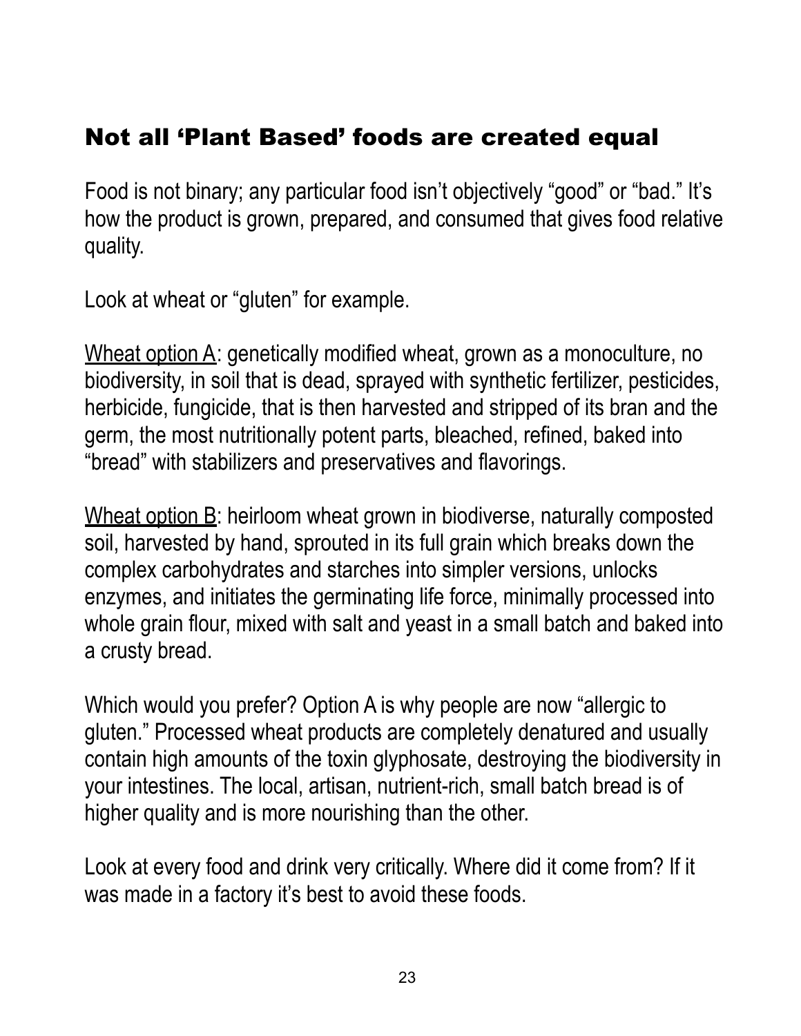## Not all 'Plant Based' foods are created equal

Food is not binary; any particular food isn't objectively "good" or "bad." It's how the product is grown, prepared, and consumed that gives food relative quality.

Look at wheat or "gluten" for example.

<u>Wheat option A</u>: genetically modified wheat, grown as a monoculture, no biodiversity, in soil that is dead, sprayed with synthetic fertilizer, pesticides, herbicide, fungicide, that is then harvested and stripped of its bran and the germ, the most nutritionally potent parts, bleached, refined, baked into "bread" with stabilizers and preservatives and flavorings.

<u>Wheat option B</u>: heirloom wheat grown in biodiverse, naturally composted soil, harvested by hand, sprouted in its full grain which breaks down the complex carbohydrates and starches into simpler versions, unlocks enzymes, and initiates the germinating life force, minimally processed into whole grain flour, mixed with salt and yeast in a small batch and baked into a crusty bread.

Which would you prefer? Option A is why people are now "allergic to gluten." Processed wheat products are completely denatured and usually contain high amounts of the toxin glyphosate, destroying the biodiversity in your intestines. The local, artisan, nutrient-rich, small batch bread is of higher quality and is more nourishing than the other.

Look at every food and drink very critically. Where did it come from? If it was made in a factory it's best to avoid these foods.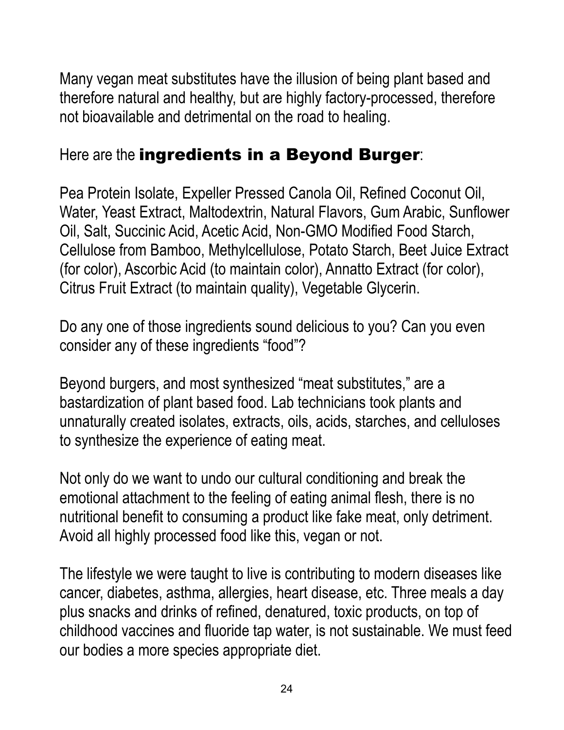Many vegan meat substitutes have the illusion of being plant based and therefore natural and healthy, but are highly factory-processed, therefore not bioavailable and detrimental on the road to healing.

Here are the **ingredients in a Beyond Burger**:

Pea Protein Isolate, Expeller Pressed Canola Oil, Refined Coconut Oil, Water, Yeast Extract, Maltodextrin, Natural Flavors, Gum Arabic, Sunflower Oil, Salt, Succinic Acid, Acetic Acid, Non-GMO Modified Food Starch, Cellulose from Bamboo, Methylcellulose, Potato Starch, Beet Juice Extract (for color), Ascorbic Acid (to maintain color), Annatto Extract (for color), Citrus Fruit Extract (to maintain quality), Vegetable Glycerin.

Do any one of those ingredients sound delicious to you? Can you even consider any of these ingredients "food"?

Beyond burgers, and most synthesized "meat substitutes," are a bastardization of plant based food. Lab technicians took plants and unnaturally created isolates, extracts, oils, acids, starches, and celluloses to synthesize the experience of eating meat.

Not only do we want to undo our cultural conditioning and break the emotional attachment to the feeling of eating animal flesh, there is no nutritional benefit to consuming a product like fake meat, only detriment. Avoid all highly processed food like this, vegan or not.

The lifestyle we were taught to live is contributing to modern diseases like cancer, diabetes, asthma, allergies, heart disease, etc. Three meals a day plus snacks and drinks of refined, denatured, toxic products, on top of childhood vaccines and fluoride tap water, is not sustainable. We must feed our bodies a more species appropriate diet.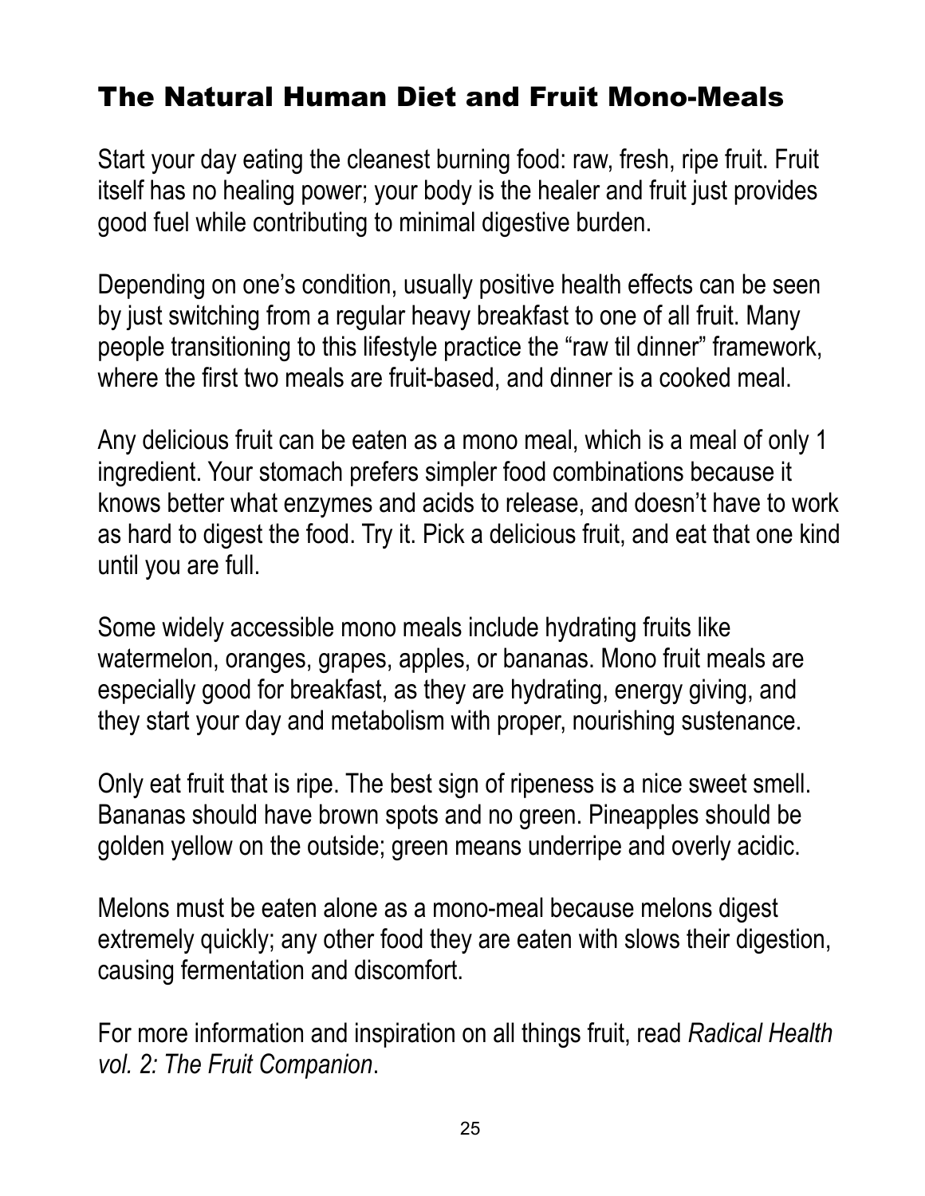## The Natural Human Diet and Fruit Mono-Meals

Start your day eating the cleanest burning food: raw, fresh, ripe fruit. Fruit itself has no healing power; your body is the healer and fruit just provides good fuel while contributing to minimal digestive burden.

Depending on one's condition, usually positive health effects can be seen by just switching from a regular heavy breakfast to one of all fruit. Many people transitioning to this lifestyle practice the "raw til dinner" framework, where the first two meals are fruit-based, and dinner is a cooked meal.

Any delicious fruit can be eaten as a mono meal, which is a meal of only 1 ingredient. Your stomach prefers simpler food combinations because it knows better what enzymes and acids to release, and doesn't have to work as hard to digest the food. Try it. Pick a delicious fruit, and eat that one kind until you are full.

Some widely accessible mono meals include hydrating fruits like watermelon, oranges, grapes, apples, or bananas. Mono fruit meals are especially good for breakfast, as they are hydrating, energy giving, and they start your day and metabolism with proper, nourishing sustenance.

Only eat fruit that is ripe. The best sign of ripeness is a nice sweet smell. Bananas should have brown spots and no green. Pineapples should be golden yellow on the outside; green means underripe and overly acidic.

Melons must be eaten alone as a mono-meal because melons digest extremely quickly; any other food they are eaten with slows their digestion, causing fermentation and discomfort.

For more information and inspiration on all things fruit, read *Radical Health vol. 2: The Fruit Companion*.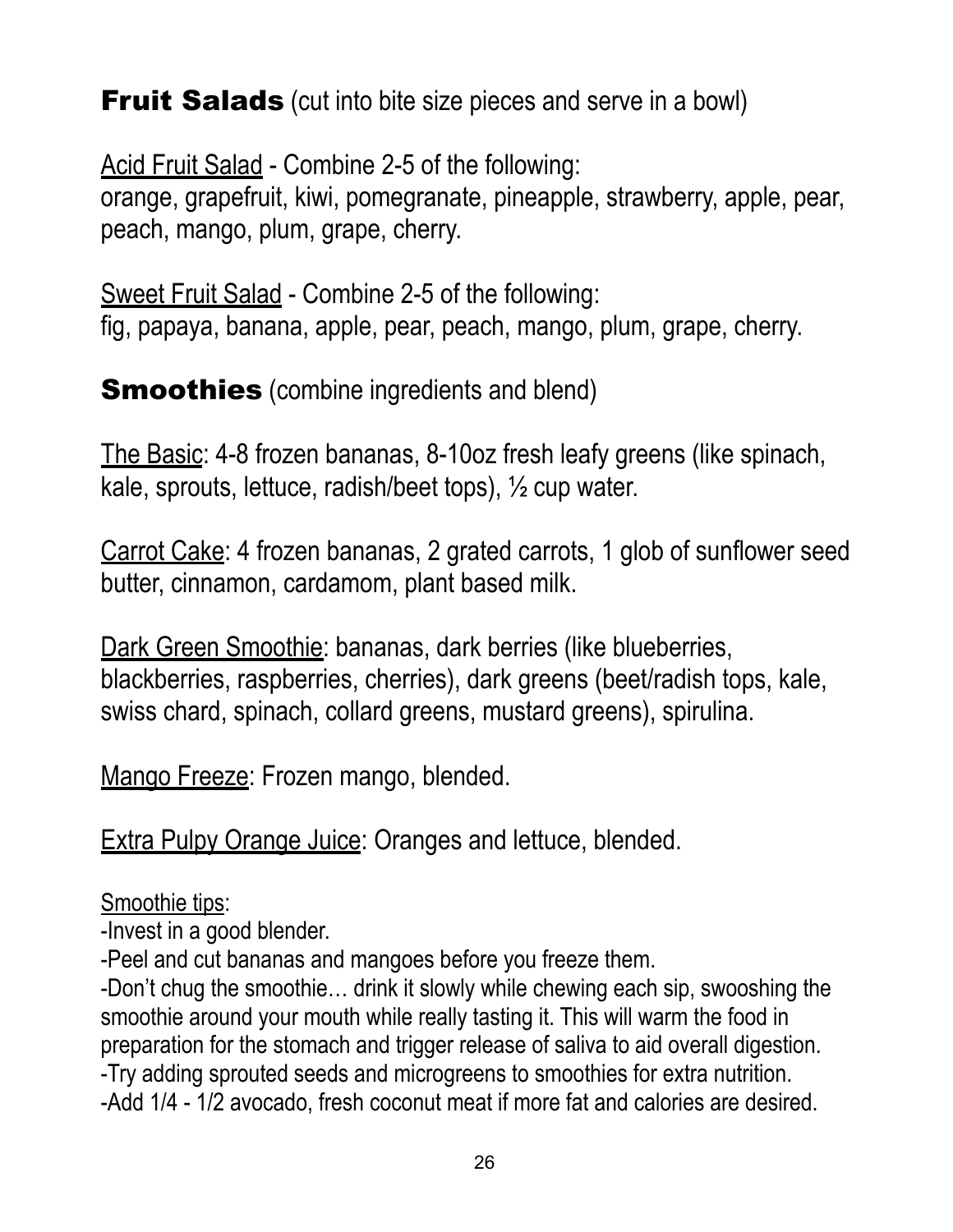## **Fruit Salads** (cut into bite size pieces and serve in a bowl)

Acid Fruit Salad - Combine 2-5 of the following:
orange, grapefruit, kiwi, pomegranate, pineapple, strawberry, apple, pear, peach, mango, plum, grape, cherry.

Sweet Fruit Salad - Combine 2-5 of the following:
fig, papaya, banana, apple, pear, peach, mango, plum, grape, cherry.

## **Smoothies** (combine ingredients and blend)

The Basic: 4-8 frozen bananas, 8-10oz fresh leafy greens (like spinach, kale, sprouts, lettuce, radish/beet tops), ½ cup water.

Carrot Cake: 4 frozen bananas, 2 grated carrots, 1 glob of sunflower seed butter, cinnamon, cardamom, plant based milk.

Dark Green Smoothie: bananas, dark berries (like blueberries, blackberries, raspberries, cherries), dark greens (beet/radish tops, kale, swiss chard, spinach, collard greens, mustard greens), spirulina.

Mango Freeze: Frozen mango, blended.

Extra Pulpy Orange Juice: Oranges and lettuce, blended.

Smoothie tips:
-Invest in a good blender.
-Peel and cut bananas and mangoes before you freeze them.
-Don't chug the smoothie… drink it slowly while chewing each sip, swooshing the smoothie around your mouth while really tasting it. This will warm the food in preparation for the stomach and trigger release of saliva to aid overall digestion.
-Try adding sprouted seeds and microgreens to smoothies for extra nutrition.
-Add 1/4 - 1/2 avocado, fresh coconut meat if more fat and calories are desired.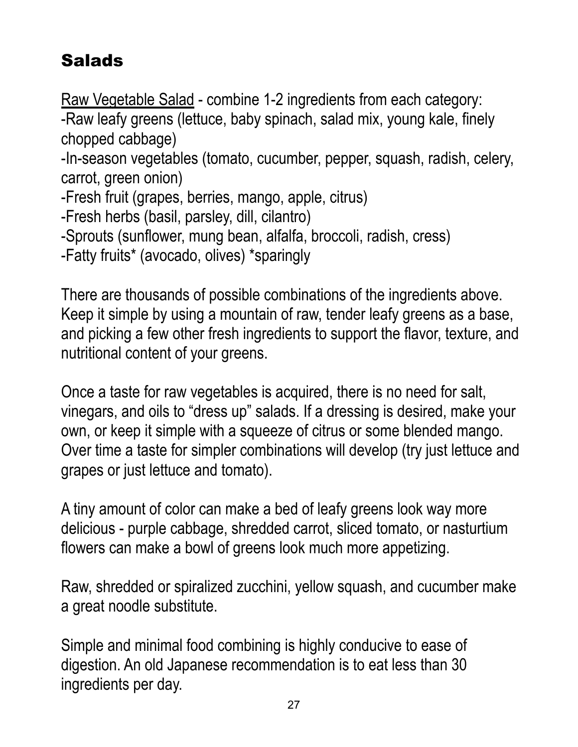# Salads

<u>Raw Vegetable Salad</u> - combine 1-2 ingredients from each category:
-Raw leafy greens (lettuce, baby spinach, salad mix, young kale, finely chopped cabbage)
-In-season vegetables (tomato, cucumber, pepper, squash, radish, celery, carrot, green onion)
-Fresh fruit (grapes, berries, mango, apple, citrus)
-Fresh herbs (basil, parsley, dill, cilantro)
-Sprouts (sunflower, mung bean, alfalfa, broccoli, radish, cress)
-Fatty fruits* (avocado, olives) *sparingly

There are thousands of possible combinations of the ingredients above. Keep it simple by using a mountain of raw, tender leafy greens as a base, and picking a few other fresh ingredients to support the flavor, texture, and nutritional content of your greens.

Once a taste for raw vegetables is acquired, there is no need for salt, vinegars, and oils to "dress up" salads. If a dressing is desired, make your own, or keep it simple with a squeeze of citrus or some blended mango. Over time a taste for simpler combinations will develop (try just lettuce and grapes or just lettuce and tomato).

A tiny amount of color can make a bed of leafy greens look way more delicious - purple cabbage, shredded carrot, sliced tomato, or nasturtium flowers can make a bowl of greens look much more appetizing.

Raw, shredded or spiralized zucchini, yellow squash, and cucumber make a great noodle substitute.

Simple and minimal food combining is highly conducive to ease of digestion. An old Japanese recommendation is to eat less than 30 ingredients per day.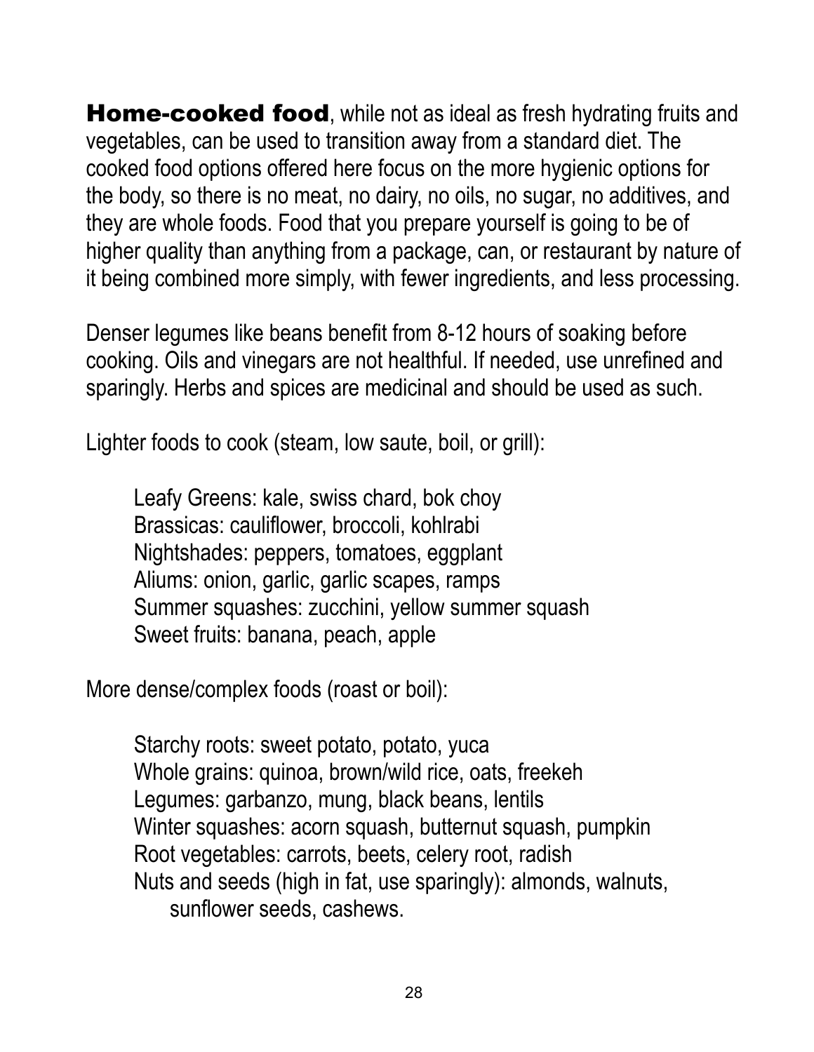**Home-cooked food**, while not as ideal as fresh hydrating fruits and vegetables, can be used to transition away from a standard diet. The cooked food options offered here focus on the more hygienic options for the body, so there is no meat, no dairy, no oils, no sugar, no additives, and they are whole foods. Food that you prepare yourself is going to be of higher quality than anything from a package, can, or restaurant by nature of it being combined more simply, with fewer ingredients, and less processing.

Denser legumes like beans benefit from 8-12 hours of soaking before cooking. Oils and vinegars are not healthful. If needed, use unrefined and sparingly. Herbs and spices are medicinal and should be used as such.

Lighter foods to cook (steam, low saute, boil, or grill):

- Leafy Greens: kale, swiss chard, bok choy
- Brassicas: cauliflower, broccoli, kohlrabi
- Nightshades: peppers, tomatoes, eggplant
- Aliums: onion, garlic, garlic scapes, ramps
- Summer squashes: zucchini, yellow summer squash
- Sweet fruits: banana, peach, apple

More dense/complex foods (roast or boil):

- Starchy roots: sweet potato, potato, yuca
- Whole grains: quinoa, brown/wild rice, oats, freekeh
- Legumes: garbanzo, mung, black beans, lentils
- Winter squashes: acorn squash, butternut squash, pumpkin
- Root vegetables: carrots, beets, celery root, radish
- Nuts and seeds (high in fat, use sparingly): almonds, walnuts, sunflower seeds, cashews.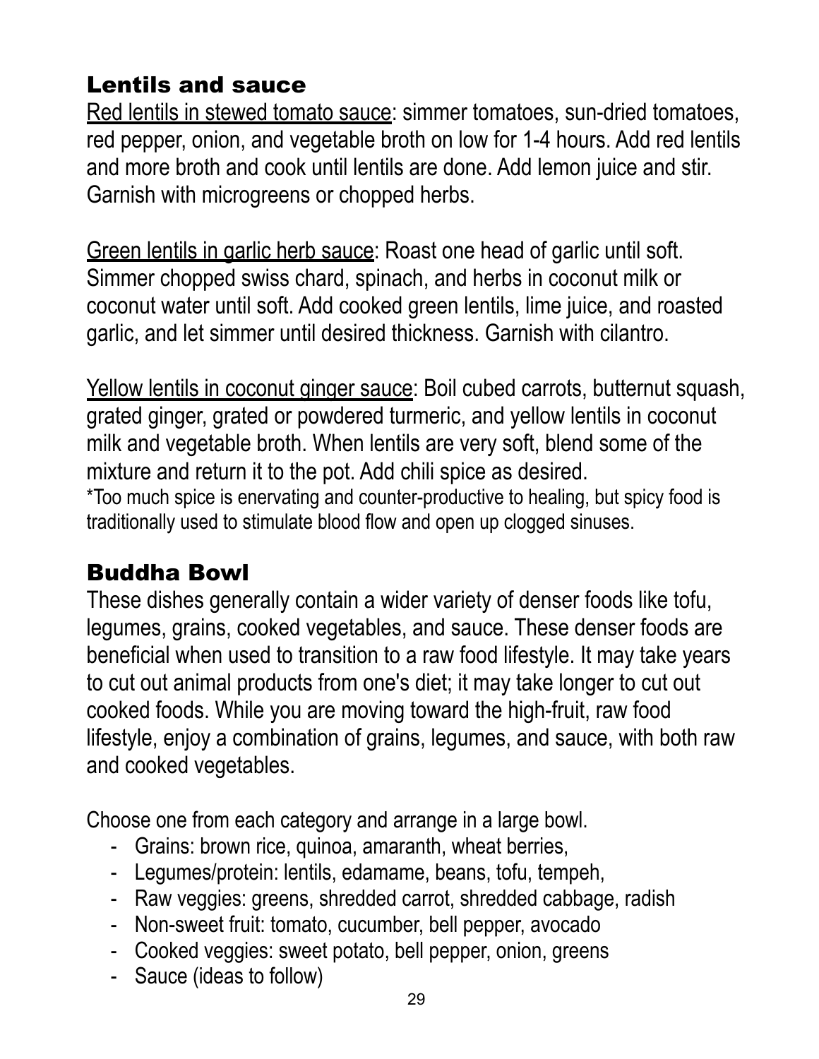## Lentils and sauce

Red lentils in stewed tomato sauce: simmer tomatoes, sun-dried tomatoes, red pepper, onion, and vegetable broth on low for 1-4 hours. Add red lentils and more broth and cook until lentils are done. Add lemon juice and stir. Garnish with microgreens or chopped herbs.

Green lentils in garlic herb sauce: Roast one head of garlic until soft. Simmer chopped swiss chard, spinach, and herbs in coconut milk or coconut water until soft. Add cooked green lentils, lime juice, and roasted garlic, and let simmer until desired thickness. Garnish with cilantro.

Yellow lentils in coconut ginger sauce: Boil cubed carrots, butternut squash, grated ginger, grated or powdered turmeric, and yellow lentils in coconut milk and vegetable broth. When lentils are very soft, blend some of the mixture and return it to the pot. Add chili spice as desired.
*Too much spice is enervating and counter-productive to healing, but spicy food is traditionally used to stimulate blood flow and open up clogged sinuses.

## Buddha Bowl

These dishes generally contain a wider variety of denser foods like tofu, legumes, grains, cooked vegetables, and sauce. These denser foods are beneficial when used to transition to a raw food lifestyle. It may take years to cut out animal products from one's diet; it may take longer to cut out cooked foods. While you are moving toward the high-fruit, raw food lifestyle, enjoy a combination of grains, legumes, and sauce, with both raw and cooked vegetables.

Choose one from each category and arrange in a large bowl.

- Grains: brown rice, quinoa, amaranth, wheat berries,
- Legumes/protein: lentils, edamame, beans, tofu, tempeh,
- Raw veggies: greens, shredded carrot, shredded cabbage, radish
- Non-sweet fruit: tomato, cucumber, bell pepper, avocado
- Cooked veggies: sweet potato, bell pepper, onion, greens
- Sauce (ideas to follow)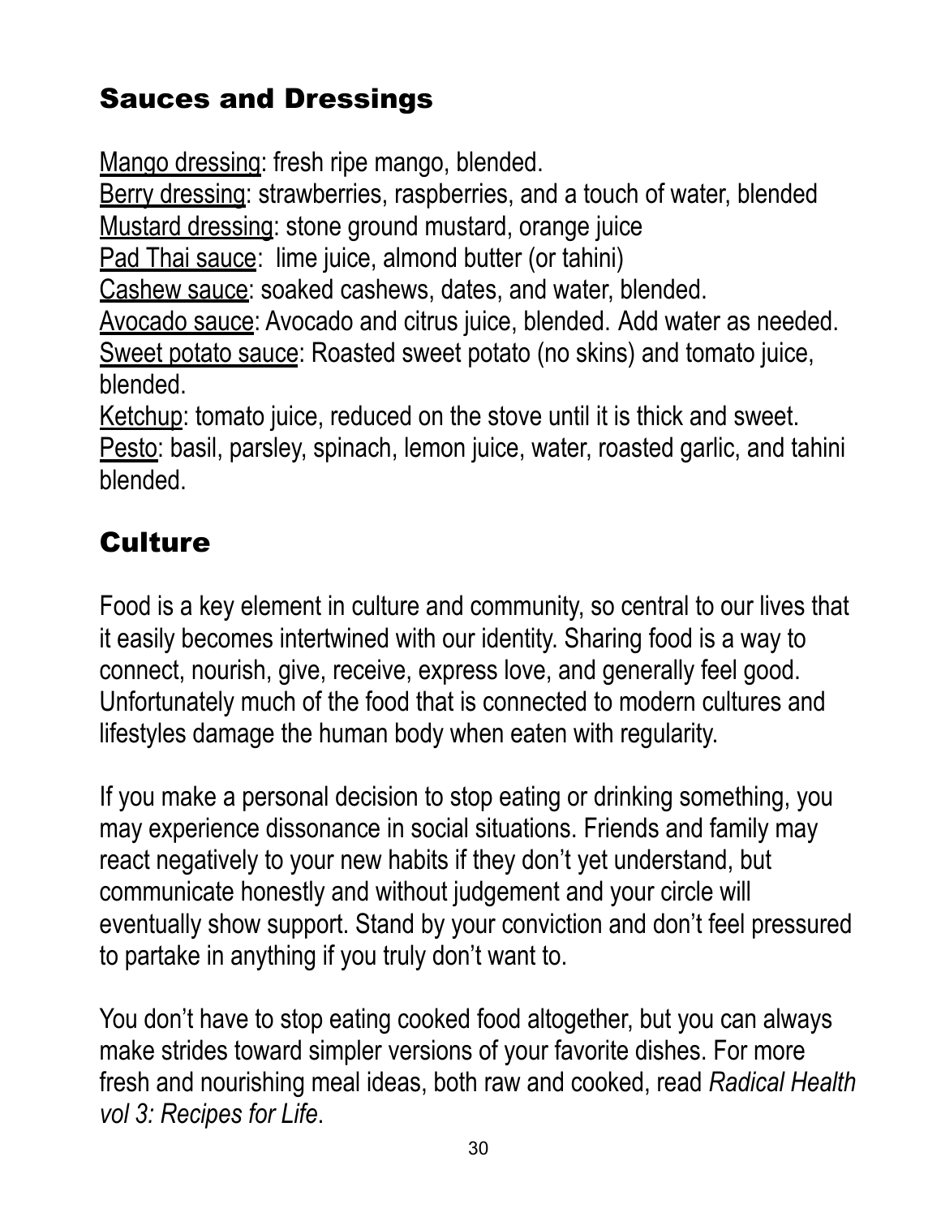## Sauces and Dressings

Mango dressing: fresh ripe mango, blended.
Berry dressing: strawberries, raspberries, and a touch of water, blended
Mustard dressing: stone ground mustard, orange juice
Pad Thai sauce: lime juice, almond butter (or tahini)
Cashew sauce: soaked cashews, dates, and water, blended.
Avocado sauce: Avocado and citrus juice, blended. Add water as needed.
Sweet potato sauce: Roasted sweet potato (no skins) and tomato juice, blended.
Ketchup: tomato juice, reduced on the stove until it is thick and sweet.
Pesto: basil, parsley, spinach, lemon juice, water, roasted garlic, and tahini blended.

## Culture

Food is a key element in culture and community, so central to our lives that it easily becomes intertwined with our identity. Sharing food is a way to connect, nourish, give, receive, express love, and generally feel good. Unfortunately much of the food that is connected to modern cultures and lifestyles damage the human body when eaten with regularity.

If you make a personal decision to stop eating or drinking something, you may experience dissonance in social situations. Friends and family may react negatively to your new habits if they don't yet understand, but communicate honestly and without judgement and your circle will eventually show support. Stand by your conviction and don't feel pressured to partake in anything if you truly don't want to.

You don't have to stop eating cooked food altogether, but you can always make strides toward simpler versions of your favorite dishes. For more fresh and nourishing meal ideas, both raw and cooked, read *Radical Health vol 3: Recipes for Life*.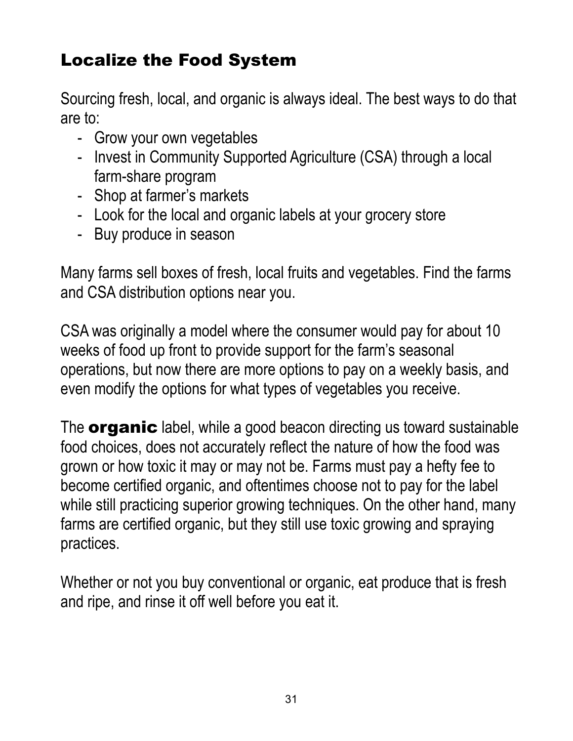## Localize the Food System

Sourcing fresh, local, and organic is always ideal. The best ways to do that are to:

- Grow your own vegetables
- Invest in Community Supported Agriculture (CSA) through a local farm-share program
- Shop at farmer's markets
- Look for the local and organic labels at your grocery store
- Buy produce in season

Many farms sell boxes of fresh, local fruits and vegetables. Find the farms and CSA distribution options near you.

CSA was originally a model where the consumer would pay for about 10 weeks of food up front to provide support for the farm's seasonal operations, but now there are more options to pay on a weekly basis, and even modify the options for what types of vegetables you receive.

The **organic** label, while a good beacon directing us toward sustainable food choices, does not accurately reflect the nature of how the food was grown or how toxic it may or may not be. Farms must pay a hefty fee to become certified organic, and oftentimes choose not to pay for the label while still practicing superior growing techniques. On the other hand, many farms are certified organic, but they still use toxic growing and spraying practices.

Whether or not you buy conventional or organic, eat produce that is fresh and ripe, and rinse it off well before you eat it.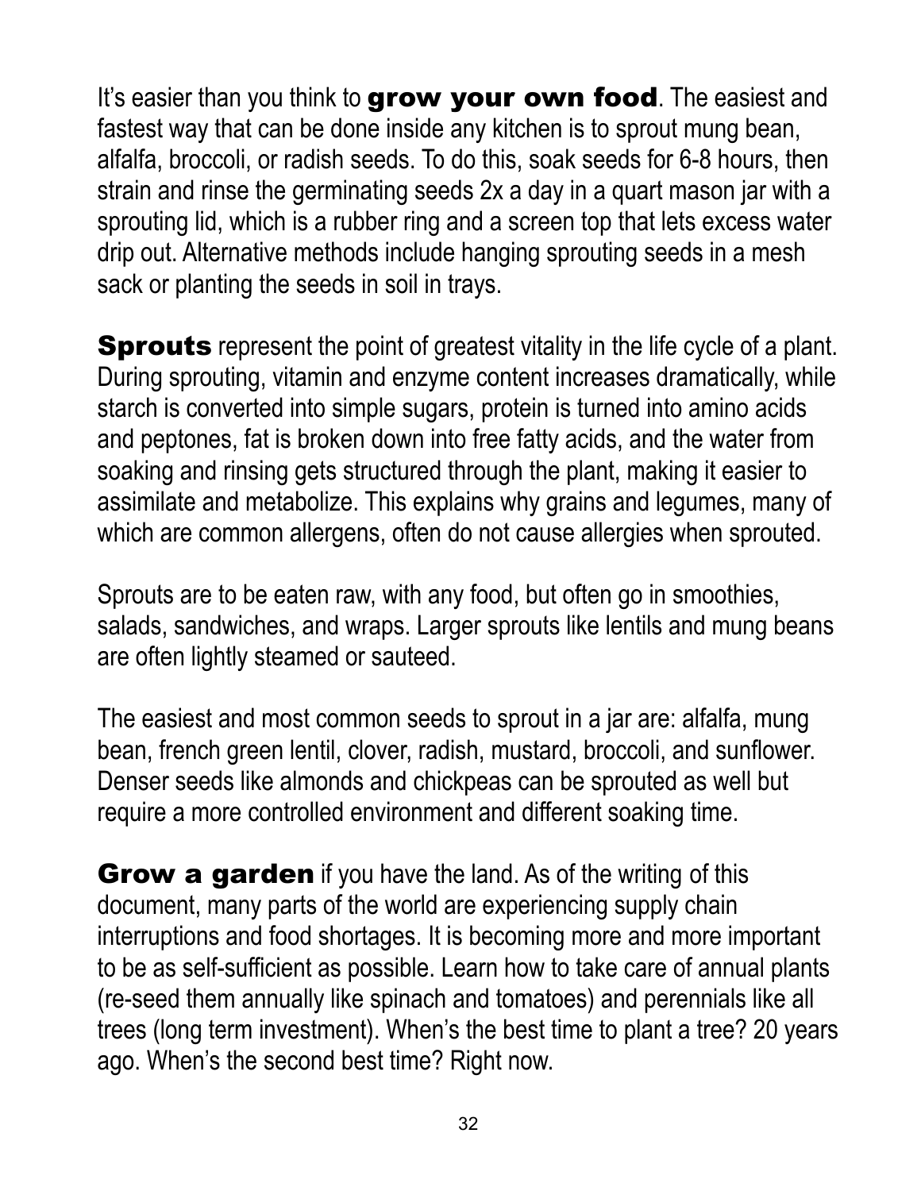It's easier than you think to **grow your own food**. The easiest and fastest way that can be done inside any kitchen is to sprout mung bean, alfalfa, broccoli, or radish seeds. To do this, soak seeds for 6-8 hours, then strain and rinse the germinating seeds 2x a day in a quart mason jar with a sprouting lid, which is a rubber ring and a screen top that lets excess water drip out. Alternative methods include hanging sprouting seeds in a mesh sack or planting the seeds in soil in trays.

**Sprouts** represent the point of greatest vitality in the life cycle of a plant. During sprouting, vitamin and enzyme content increases dramatically, while starch is converted into simple sugars, protein is turned into amino acids and peptones, fat is broken down into free fatty acids, and the water from soaking and rinsing gets structured through the plant, making it easier to assimilate and metabolize. This explains why grains and legumes, many of which are common allergens, often do not cause allergies when sprouted.

Sprouts are to be eaten raw, with any food, but often go in smoothies, salads, sandwiches, and wraps. Larger sprouts like lentils and mung beans are often lightly steamed or sauteed.

The easiest and most common seeds to sprout in a jar are: alfalfa, mung bean, french green lentil, clover, radish, mustard, broccoli, and sunflower. Denser seeds like almonds and chickpeas can be sprouted as well but require a more controlled environment and different soaking time.

**Grow a garden** if you have the land. As of the writing of this document, many parts of the world are experiencing supply chain interruptions and food shortages. It is becoming more and more important to be as self-sufficient as possible. Learn how to take care of annual plants (re-seed them annually like spinach and tomatoes) and perennials like all trees (long term investment). When's the best time to plant a tree? 20 years ago. When's the second best time? Right now.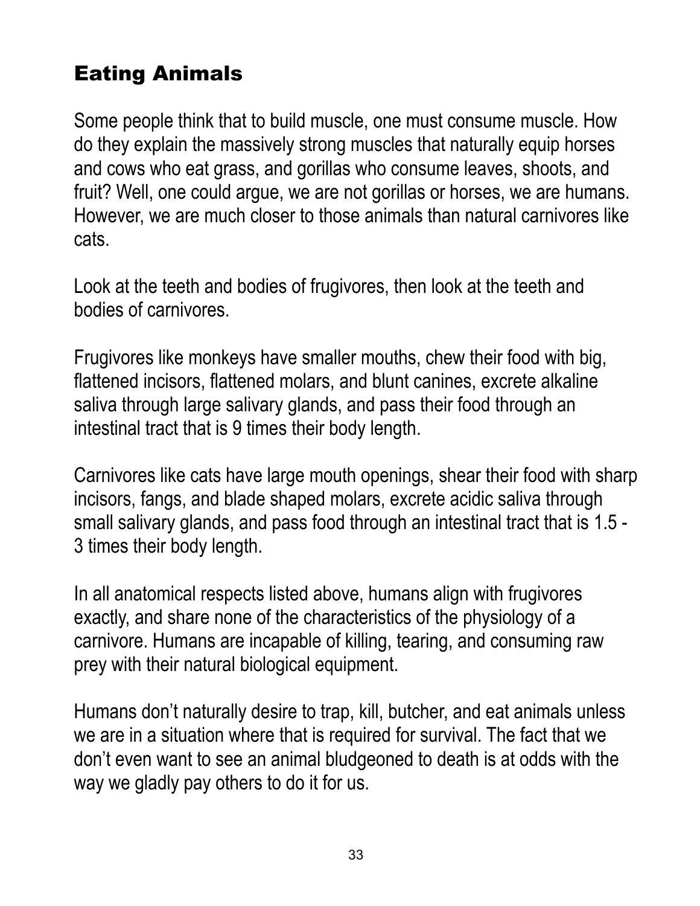## Eating Animals

Some people think that to build muscle, one must consume muscle. How do they explain the massively strong muscles that naturally equip horses and cows who eat grass, and gorillas who consume leaves, shoots, and fruit? Well, one could argue, we are not gorillas or horses, we are humans. However, we are much closer to those animals than natural carnivores like cats.

Look at the teeth and bodies of frugivores, then look at the teeth and bodies of carnivores.

Frugivores like monkeys have smaller mouths, chew their food with big, flattened incisors, flattened molars, and blunt canines, excrete alkaline saliva through large salivary glands, and pass their food through an intestinal tract that is 9 times their body length.

Carnivores like cats have large mouth openings, shear their food with sharp incisors, fangs, and blade shaped molars, excrete acidic saliva through small salivary glands, and pass food through an intestinal tract that is 1.5 - 3 times their body length.

In all anatomical respects listed above, humans align with frugivores exactly, and share none of the characteristics of the physiology of a carnivore. Humans are incapable of killing, tearing, and consuming raw prey with their natural biological equipment.

Humans don't naturally desire to trap, kill, butcher, and eat animals unless we are in a situation where that is required for survival. The fact that we don't even want to see an animal bludgeoned to death is at odds with the way we gladly pay others to do it for us.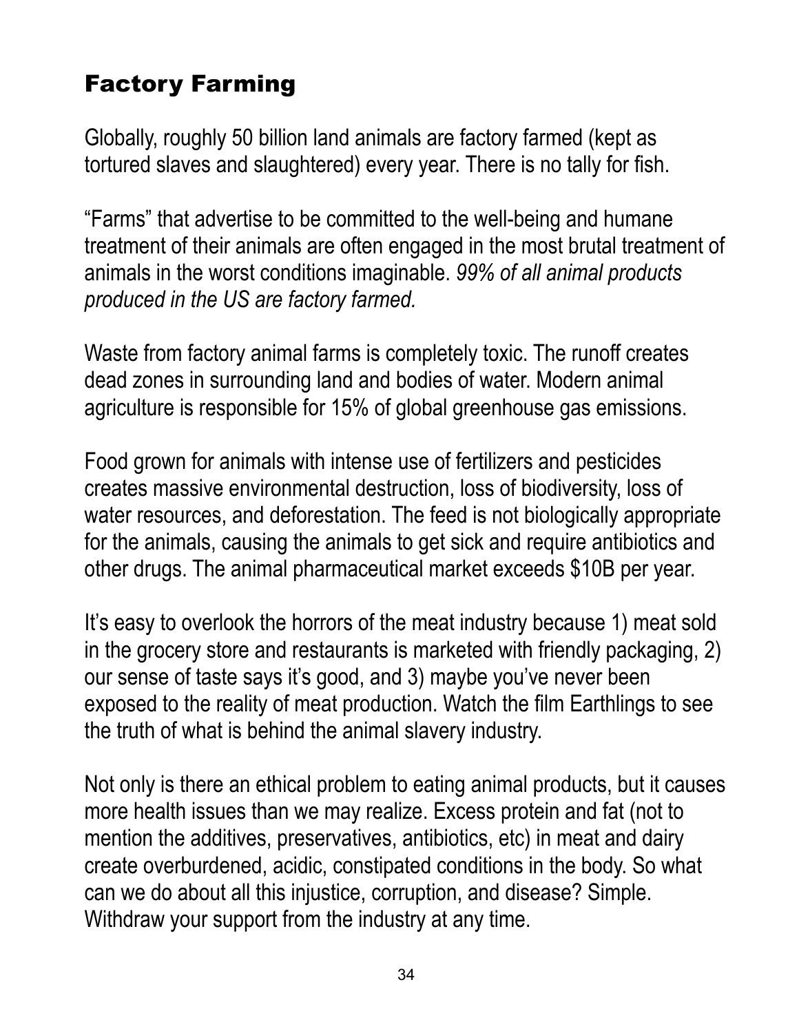## Factory Farming

Globally, roughly 50 billion land animals are factory farmed (kept as tortured slaves and slaughtered) every year. There is no tally for fish.

“Farms” that advertise to be committed to the well-being and humane treatment of their animals are often engaged in the most brutal treatment of animals in the worst conditions imaginable. *99% of all animal products produced in the US are factory farmed.*

Waste from factory animal farms is completely toxic. The runoff creates dead zones in surrounding land and bodies of water. Modern animal agriculture is responsible for 15% of global greenhouse gas emissions.

Food grown for animals with intense use of fertilizers and pesticides creates massive environmental destruction, loss of biodiversity, loss of water resources, and deforestation. The feed is not biologically appropriate for the animals, causing the animals to get sick and require antibiotics and other drugs. The animal pharmaceutical market exceeds $10B per year.

It’s easy to overlook the horrors of the meat industry because 1) meat sold in the grocery store and restaurants is marketed with friendly packaging, 2) our sense of taste says it’s good, and 3) maybe you’ve never been exposed to the reality of meat production. Watch the film Earthlings to see the truth of what is behind the animal slavery industry.

Not only is there an ethical problem to eating animal products, but it causes more health issues than we may realize. Excess protein and fat (not to mention the additives, preservatives, antibiotics, etc) in meat and dairy create overburdened, acidic, constipated conditions in the body. So what can we do about all this injustice, corruption, and disease? Simple. Withdraw your support from the industry at any time.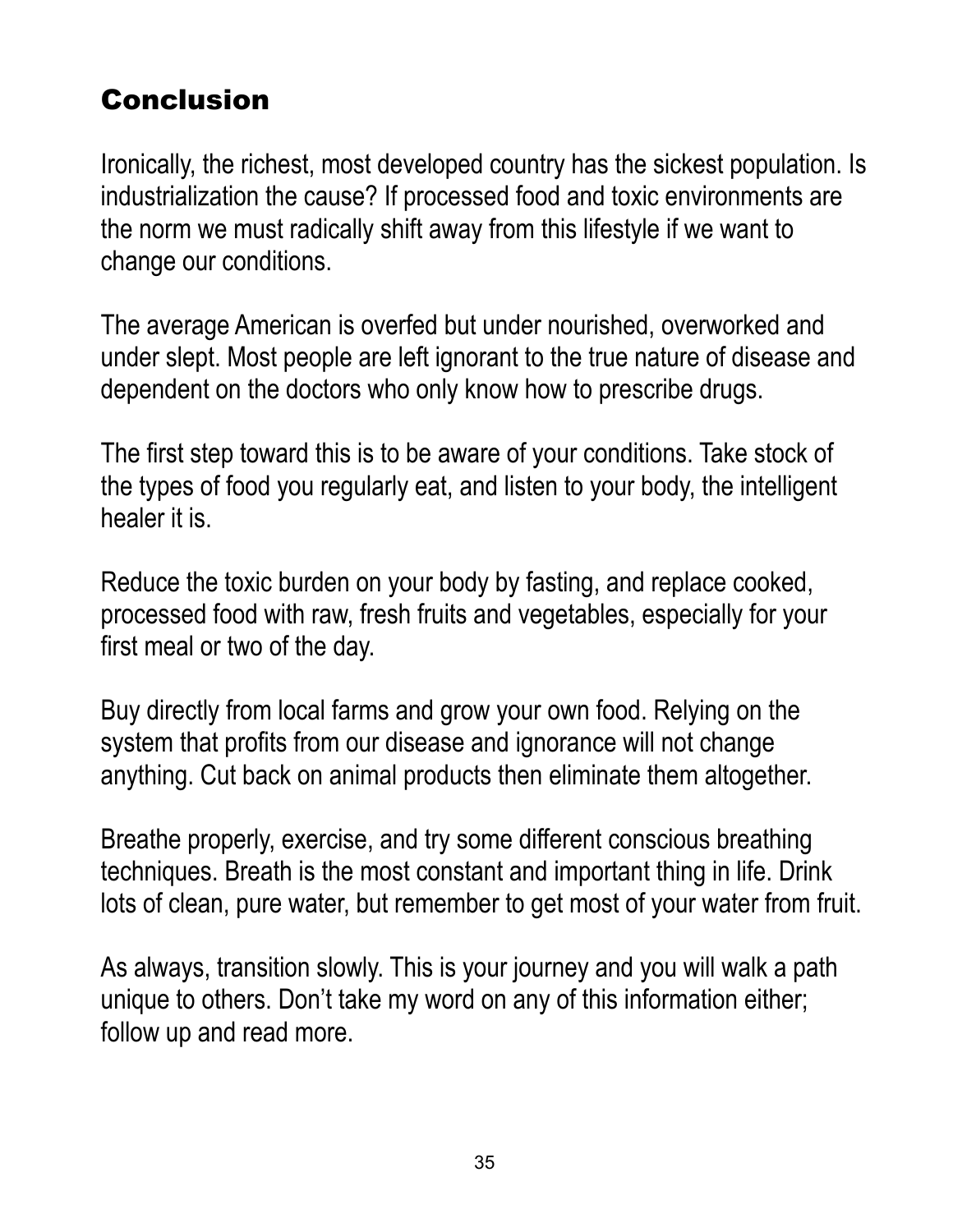## Conclusion

Ironically, the richest, most developed country has the sickest population. Is industrialization the cause? If processed food and toxic environments are the norm we must radically shift away from this lifestyle if we want to change our conditions.

The average American is overfed but under nourished, overworked and under slept. Most people are left ignorant to the true nature of disease and dependent on the doctors who only know how to prescribe drugs.

The first step toward this is to be aware of your conditions. Take stock of the types of food you regularly eat, and listen to your body, the intelligent healer it is.

Reduce the toxic burden on your body by fasting, and replace cooked, processed food with raw, fresh fruits and vegetables, especially for your first meal or two of the day.

Buy directly from local farms and grow your own food. Relying on the system that profits from our disease and ignorance will not change anything. Cut back on animal products then eliminate them altogether.

Breathe properly, exercise, and try some different conscious breathing techniques. Breath is the most constant and important thing in life. Drink lots of clean, pure water, but remember to get most of your water from fruit.

As always, transition slowly. This is your journey and you will walk a path unique to others. Don't take my word on any of this information either; follow up and read more.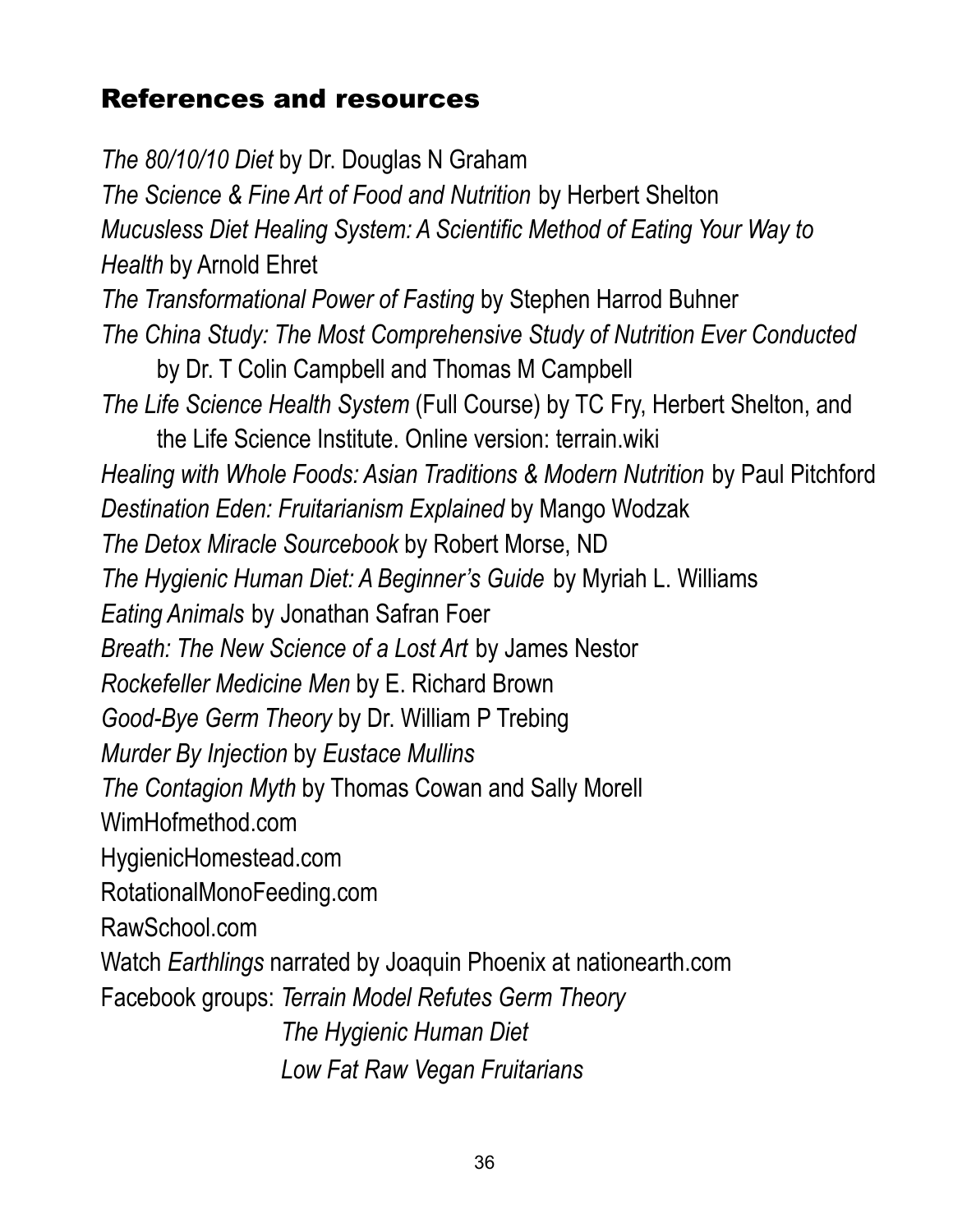## References and resources

*The 80/10/10 Diet* by Dr. Douglas N Graham
*The Science & Fine Art of Food and Nutrition* by Herbert Shelton
*Mucusless Diet Healing System: A Scientific Method of Eating Your Way to Health* by Arnold Ehret
*The Transformational Power of Fasting* by Stephen Harrod Buhner
*The China Study: The Most Comprehensive Study of Nutrition Ever Conducted* by Dr. T Colin Campbell and Thomas M Campbell
*The Life Science Health System* (Full Course) by TC Fry, Herbert Shelton, and the Life Science Institute. Online version: terrain.wiki
*Healing with Whole Foods: Asian Traditions & Modern Nutrition* by Paul Pitchford
*Destination Eden: Fruitarianism Explained* by Mango Wodzak
*The Detox Miracle Sourcebook* by Robert Morse, ND
*The Hygienic Human Diet: A Beginner's Guide* by Myriah L. Williams
*Eating Animals* by Jonathan Safran Foer
*Breath: The New Science of a Lost Art* by James Nestor
*Rockefeller Medicine Men* by E. Richard Brown
*Good-Bye Germ Theory* by Dr. William P Trebing
*Murder By Injection* by *Eustace Mullins*
*The Contagion Myth* by Thomas Cowan and Sally Morell
WimHofmethod.com
HygienicHomestead.com
RotationalMonoFeeding.com
RawSchool.com
Watch *Earthlings* narrated by Joaquin Phoenix at nationearth.com
Facebook groups: *Terrain Model Refutes Germ Theory*
*The Hygienic Human Diet*
*Low Fat Raw Vegan Fruitarians*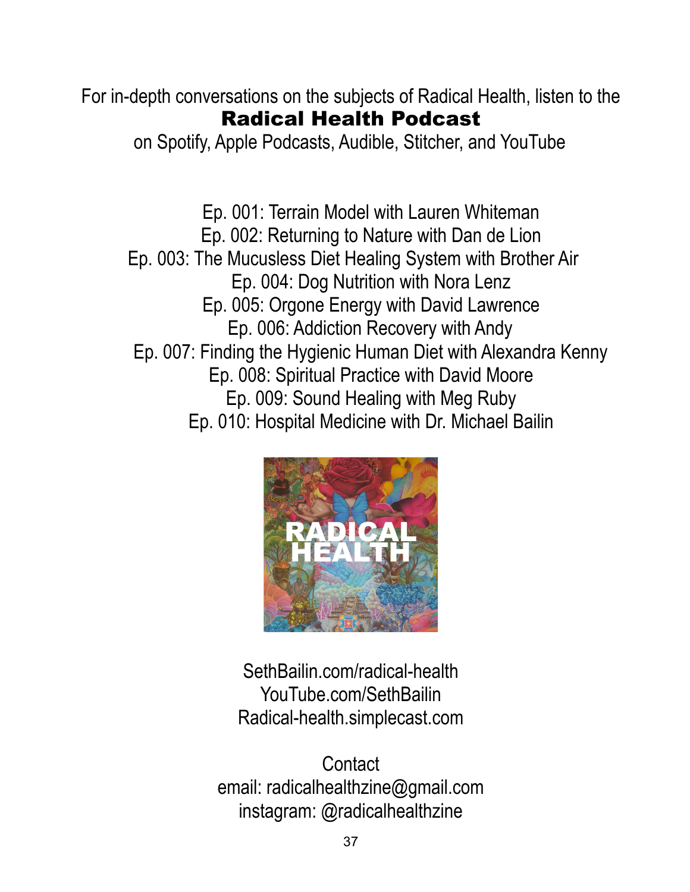For in-depth conversations on the subjects of Radical Health, listen to the

**Radical Health Podcast**

on Spotify, Apple Podcasts, Audible, Stitcher, and YouTube

Ep. 001: Terrain Model with Lauren Whiteman
Ep. 002: Returning to Nature with Dan de Lion
Ep. 003: The Mucusless Diet Healing System with Brother Air
Ep. 004: Dog Nutrition with Nora Lenz
Ep. 005: Orgone Energy with David Lawrence
Ep. 006: Addiction Recovery with Andy
Ep. 007: Finding the Hygienic Human Diet with Alexandra Kenny
Ep. 008: Spiritual Practice with David Moore
Ep. 009: Sound Healing with Meg Ruby
Ep. 010: Hospital Medicine with Dr. Michael Bailin

SethBailin.com/radical-health
YouTube.com/SethBailin
Radical-health.simplecast.com

Contact
email: radicalhealthzine@gmail.com
instagram: @radicalhealthzine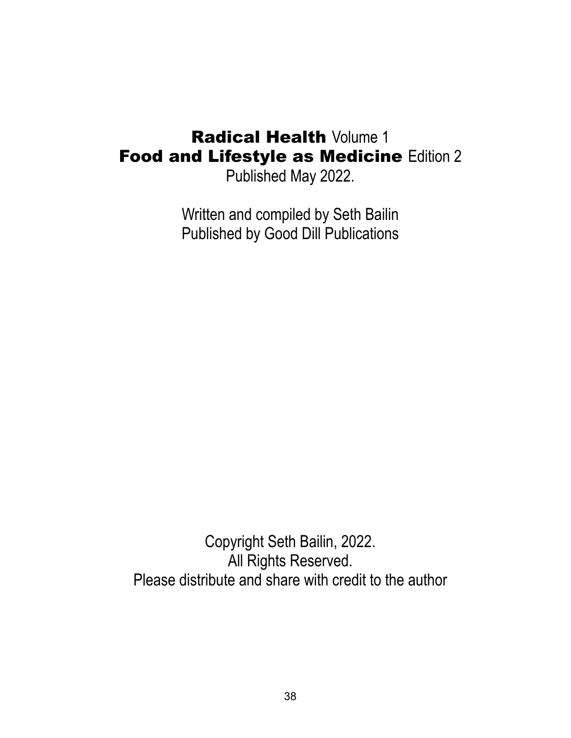**Radical Health** Volume 1
**Food and Lifestyle as Medicine** Edition 2
Published May 2022.

Written and compiled by Seth Bailin
Published by Good Dill Publications

Copyright Seth Bailin, 2022.
All Rights Reserved.
Please distribute and share with credit to the author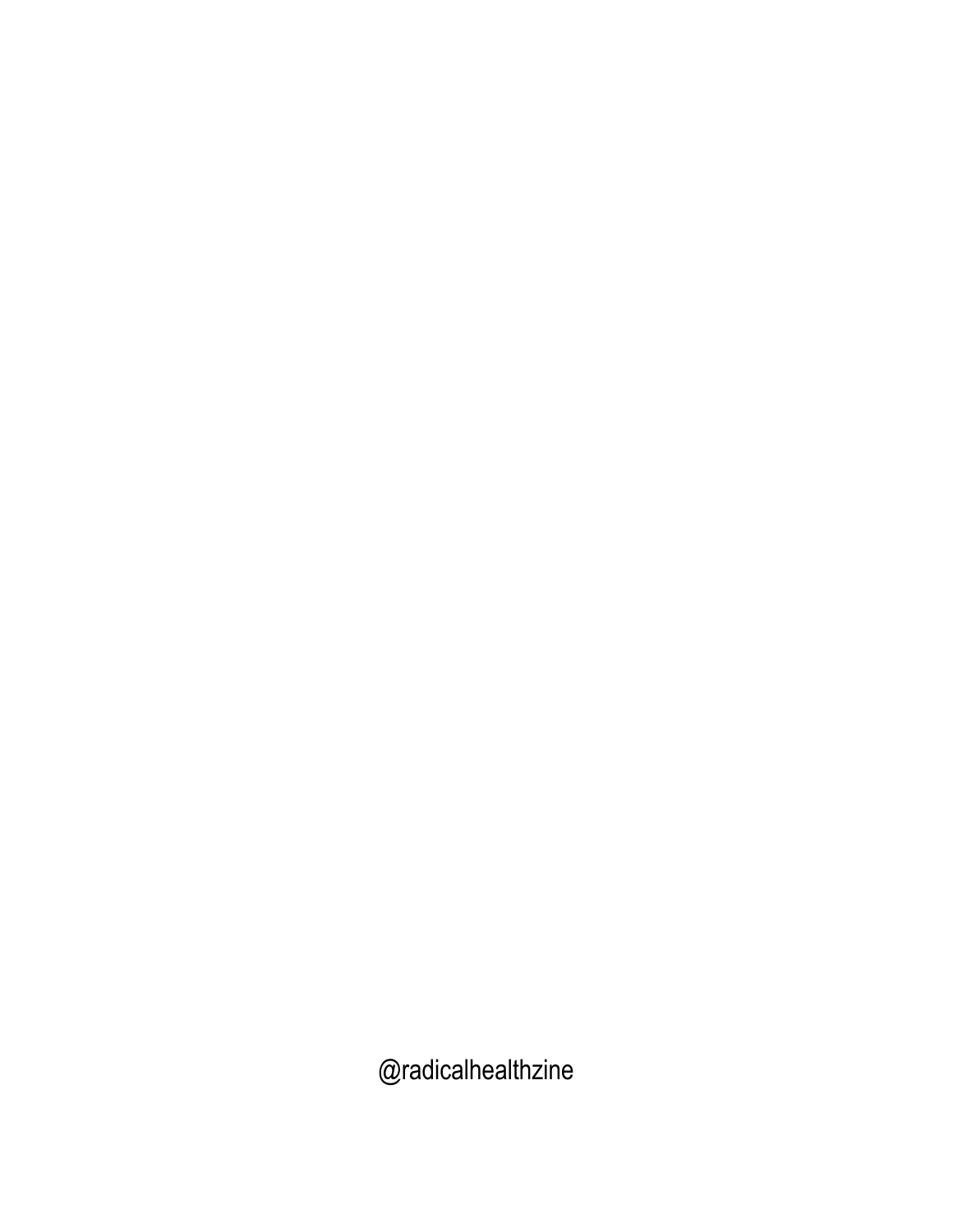@radicalhealthzine